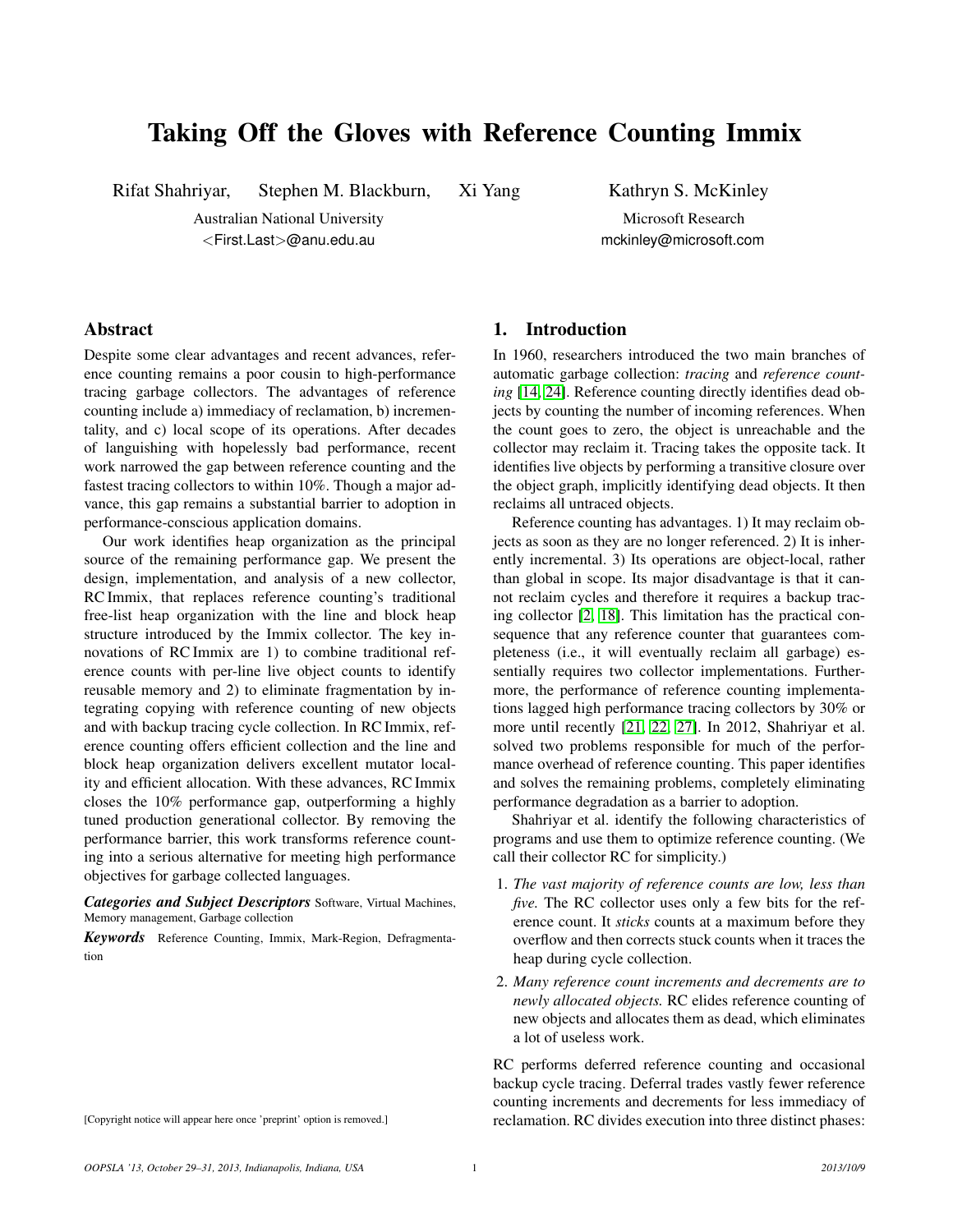# Taking Off the Gloves with Reference Counting Immix

Rifat Shahriyar, Stephen M. Blackburn, Xi Yang

Australian National University
<First.Last>@anu.edu.au

Kathryn S. McKinley

Microsoft Research
mckinley@microsoft.com

## Abstract

Despite some clear advantages and recent advances, reference counting remains a poor cousin to high-performance tracing garbage collectors. The advantages of reference counting include a) immediacy of reclamation, b) incrementality, and c) local scope of its operations. After decades of languishing with hopelessly bad performance, recent work narrowed the gap between reference counting and the fastest tracing collectors to within 10%. Though a major advance, this gap remains a substantial barrier to adoption in performance-conscious application domains.

Our work identifies heap organization as the principal source of the remaining performance gap. We present the design, implementation, and analysis of a new collector, RC Immix, that replaces reference counting's traditional free-list heap organization with the line and block heap structure introduced by the Immix collector. The key innovations of RC Immix are 1) to combine traditional reference counts with per-line live object counts to identify reusable memory and 2) to eliminate fragmentation by integrating copying with reference counting of new objects and with backup tracing cycle collection. In RC Immix, reference counting offers efficient collection and the line and block heap organization delivers excellent mutator locality and efficient allocation. With these advances, RC Immix closes the 10% performance gap, outperforming a highly tuned production generational collector. By removing the performance barrier, this work transforms reference counting into a serious alternative for meeting high performance objectives for garbage collected languages.

***Categories and Subject Descriptors*** Software, Virtual Machines, Memory management, Garbage collection

***Keywords*** Reference Counting, Immix, Mark-Region, Defragmentation

[Copyright notice will appear here once 'preprint' option is removed.]

## 1. Introduction

In 1960, researchers introduced the two main branches of automatic garbage collection: *tracing* and *reference counting* [14, 24]. Reference counting directly identifies dead objects by counting the number of incoming references. When the count goes to zero, the object is unreachable and the collector may reclaim it. Tracing takes the opposite tack. It identifies live objects by performing a transitive closure over the object graph, implicitly identifying dead objects. It then reclaims all untraced objects.

Reference counting has advantages. 1) It may reclaim objects as soon as they are no longer referenced. 2) It is inherently incremental. 3) Its operations are object-local, rather than global in scope. Its major disadvantage is that it cannot reclaim cycles and therefore it requires a backup tracing collector [2, 18]. This limitation has the practical consequence that any reference counter that guarantees completeness (i.e., it will eventually reclaim all garbage) essentially requires two collector implementations. Furthermore, the performance of reference counting implementations lagged high performance tracing collectors by 30% or more until recently [21, 22, 27]. In 2012, Shahriyar et al. solved two problems responsible for much of the performance overhead of reference counting. This paper identifies and solves the remaining problems, completely eliminating performance degradation as a barrier to adoption.

Shahriyar et al. identify the following characteristics of programs and use them to optimize reference counting. (We call their collector RC for simplicity.)

1. *The vast majority of reference counts are low, less than five.* The RC collector uses only a few bits for the reference count. It *sticks* counts at a maximum before they overflow and then corrects stuck counts when it traces the heap during cycle collection.
2. *Many reference count increments and decrements are to newly allocated objects.* RC elides reference counting of new objects and allocates them as dead, which eliminates a lot of useless work.

RC performs deferred reference counting and occasional backup cycle tracing. Deferral trades vastly fewer reference counting increments and decrements for less immediacy of reclamation. RC divides execution into three distinct phases: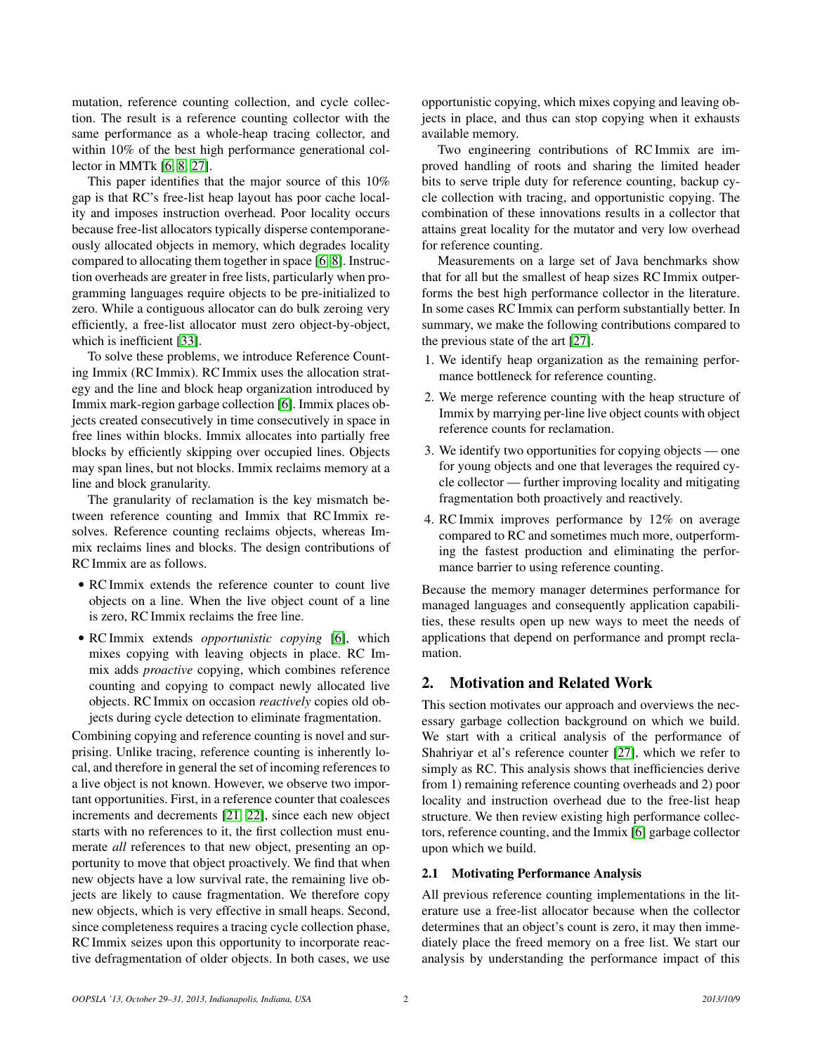mutation, reference counting collection, and cycle collection. The result is a reference counting collector with the same performance as a whole-heap tracing collector, and within 10% of the best high performance generational collector in MMTk [6, 8, 27].

This paper identifies that the major source of this 10% gap is that RC's free-list heap layout has poor cache locality and imposes instruction overhead. Poor locality occurs because free-list allocators typically disperse contemporaneously allocated objects in memory, which degrades locality compared to allocating them together in space [6, 8]. Instruction overheads are greater in free lists, particularly when programming languages require objects to be pre-initialized to zero. While a contiguous allocator can do bulk zeroing very efficiently, a free-list allocator must zero object-by-object, which is inefficient [33].

To solve these problems, we introduce Reference Counting Immix (RC Immix). RC Immix uses the allocation strategy and the line and block heap organization introduced by Immix mark-region garbage collection [6]. Immix places objects created consecutively in time consecutively in space in free lines within blocks. Immix allocates into partially free blocks by efficiently skipping over occupied lines. Objects may span lines, but not blocks. Immix reclaims memory at a line and block granularity.

The granularity of reclamation is the key mismatch between reference counting and Immix that RC Immix resolves. Reference counting reclaims objects, whereas Immix reclaims lines and blocks. The design contributions of RC Immix are as follows.

- RC Immix extends the reference counter to count live objects on a line. When the live object count of a line is zero, RC Immix reclaims the free line.
- RC Immix extends *opportunistic copying* [6], which mixes copying with leaving objects in place. RC Immix adds *proactive* copying, which combines reference counting and copying to compact newly allocated live objects. RC Immix on occasion *reactively* copies old objects during cycle detection to eliminate fragmentation.

Combining copying and reference counting is novel and surprising. Unlike tracing, reference counting is inherently local, and therefore in general the set of incoming references to a live object is not known. However, we observe two important opportunities. First, in a reference counter that coalesces increments and decrements [21, 22], since each new object starts with no references to it, the first collection must enumerate *all* references to that new object, presenting an opportunity to move that object proactively. We find that when new objects have a low survival rate, the remaining live objects are likely to cause fragmentation. We therefore copy new objects, which is very effective in small heaps. Second, since completeness requires a tracing cycle collection phase, RC Immix seizes upon this opportunity to incorporate reactive defragmentation of older objects. In both cases, we use opportunistic copying, which mixes copying and leaving objects in place, and thus can stop copying when it exhausts available memory.

Two engineering contributions of RC Immix are improved handling of roots and sharing the limited header bits to serve triple duty for reference counting, backup cycle collection with tracing, and opportunistic copying. The combination of these innovations results in a collector that attains great locality for the mutator and very low overhead for reference counting.

Measurements on a large set of Java benchmarks show that for all but the smallest of heap sizes RC Immix outperforms the best high performance collector in the literature. In some cases RC Immix can perform substantially better. In summary, we make the following contributions compared to the previous state of the art [27].

1. We identify heap organization as the remaining performance bottleneck for reference counting.
2. We merge reference counting with the heap structure of Immix by marrying per-line live object counts with object reference counts for reclamation.
3. We identify two opportunities for copying objects — one for young objects and one that leverages the required cycle collector — further improving locality and mitigating fragmentation both proactively and reactively.
4. RC Immix improves performance by 12% on average compared to RC and sometimes much more, outperforming the fastest production and eliminating the performance barrier to using reference counting.

Because the memory manager determines performance for managed languages and consequently application capabilities, these results open up new ways to meet the needs of applications that depend on performance and prompt reclamation.

## 2. Motivation and Related Work

This section motivates our approach and overviews the necessary garbage collection background on which we build. We start with a critical analysis of the performance of Shahriyar et al's reference counter [27], which we refer to simply as RC. This analysis shows that inefficiencies derive from 1) remaining reference counting overheads and 2) poor locality and instruction overhead due to the free-list heap structure. We then review existing high performance collectors, reference counting, and the Immix [6] garbage collector upon which we build.

### 2.1 Motivating Performance Analysis

All previous reference counting implementations in the literature use a free-list allocator because when the collector determines that an object's count is zero, it may then immediately place the freed memory on a free list. We start our analysis by understanding the performance impact of this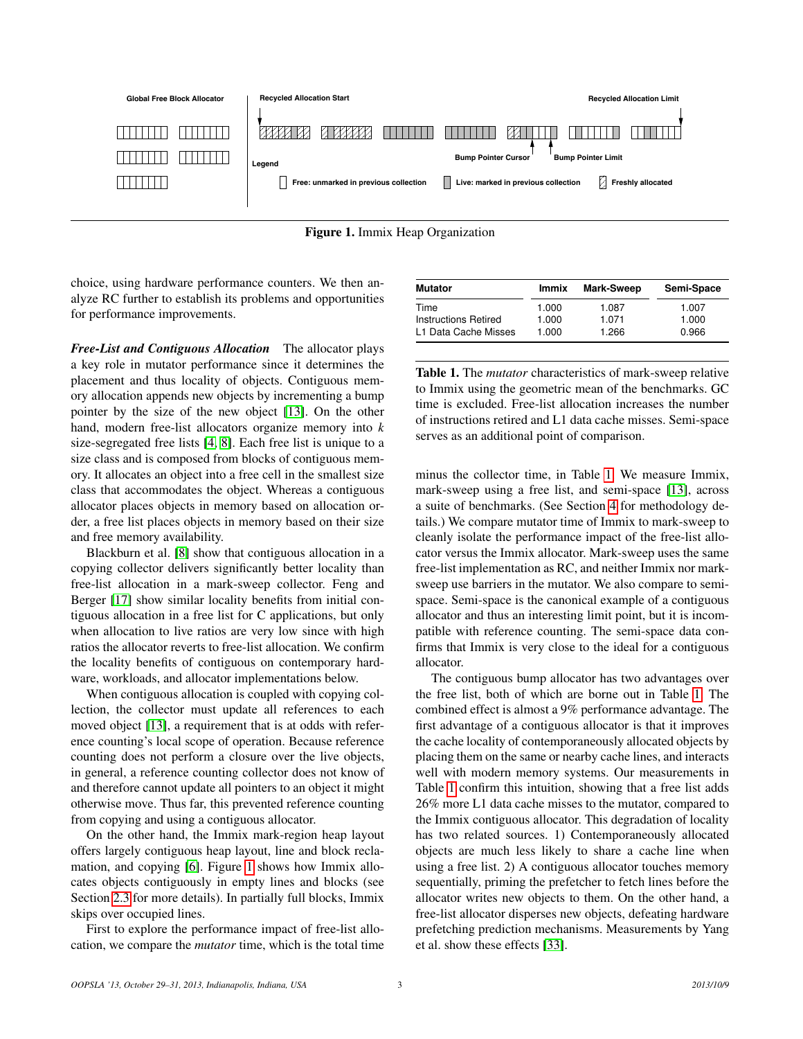Figure 1. Immix Heap Organization

choice, using hardware performance counters. We then analyze RC further to establish its problems and opportunities for performance improvements.

***Free-List and Contiguous Allocation*** The allocator plays a key role in mutator performance since it determines the placement and thus locality of objects. Contiguous memory allocation appends new objects by incrementing a bump pointer by the size of the new object [13]. On the other hand, modern free-list allocators organize memory into $k$ size-segregated free lists [4, 8]. Each free list is unique to a size class and is composed from blocks of contiguous memory. It allocates an object into a free cell in the smallest size class that accommodates the object. Whereas a contiguous allocator places objects in memory based on allocation order, a free list places objects in memory based on their size and free memory availability.

Blackburn et al. [8] show that contiguous allocation in a copying collector delivers significantly better locality than free-list allocation in a mark-sweep collector. Feng and Berger [17] show similar locality benefits from initial contiguous allocation in a free list for C applications, but only when allocation to live ratios are very low since with high ratios the allocator reverts to free-list allocation. We confirm the locality benefits of contiguous on contemporary hardware, workloads, and allocator implementations below.

When contiguous allocation is coupled with copying collection, the collector must update all references to each moved object [13], a requirement that is at odds with reference counting's local scope of operation. Because reference counting does not perform a closure over the live objects, in general, a reference counting collector does not know of and therefore cannot update all pointers to an object it might otherwise move. Thus far, this prevented reference counting from copying and using a contiguous allocator.

On the other hand, the Immix mark-region heap layout offers largely contiguous heap layout, line and block reclamation, and copying [6]. Figure 1 shows how Immix allocates objects contiguously in empty lines and blocks (see Section 2.3 for more details). In partially full blocks, Immix skips over occupied lines.

First to explore the performance impact of free-list allocation, we compare the *mutator* time, which is the total time minus the collector time, in Table 1. We measure Immix, mark-sweep using a free list, and semi-space [13], across a suite of benchmarks. (See Section 4 for methodology details.) We compare mutator time of Immix to mark-sweep to cleanly isolate the performance impact of the free-list allocator versus the Immix allocator. Mark-sweep uses the same free-list implementation as RC, and neither Immix nor mark-sweep use barriers in the mutator. We also compare to semi-space. Semi-space is the canonical example of a contiguous allocator and thus an interesting limit point, but it is incompatible with reference counting. The semi-space data confirms that Immix is very close to the ideal for a contiguous allocator.

| Mutator | Immix | Mark-Sweep | Semi-Space |
|---|---|---|---|
| Time | 1.000 | 1.087 | 1.007 |
| Instructions Retired | 1.000 | 1.071 | 1.000 |
| L1 Data Cache Misses | 1.000 | 1.266 | 0.966 |

**Table 1.** The *mutator* characteristics of mark-sweep relative to Immix using the geometric mean of the benchmarks. GC time is excluded. Free-list allocation increases the number of instructions retired and L1 data cache misses. Semi-space serves as an additional point of comparison.

The contiguous bump allocator has two advantages over the free list, both of which are borne out in Table 1. The combined effect is almost a 9% performance advantage. The first advantage of a contiguous allocator is that it improves the cache locality of contemporaneously allocated objects by placing them on the same or nearby cache lines, and interacts well with modern memory systems. Our measurements in Table 1 confirm this intuition, showing that a free list adds 26% more L1 data cache misses to the mutator, compared to the Immix contiguous allocator. This degradation of locality has two related sources. 1) Contemporaneously allocated objects are much less likely to share a cache line when using a free list. 2) A contiguous allocator touches memory sequentially, priming the prefetcher to fetch lines before the allocator writes new objects to them. On the other hand, a free-list allocator disperses new objects, defeating hardware prefetching prediction mechanisms. Measurements by Yang et al. show these effects [33].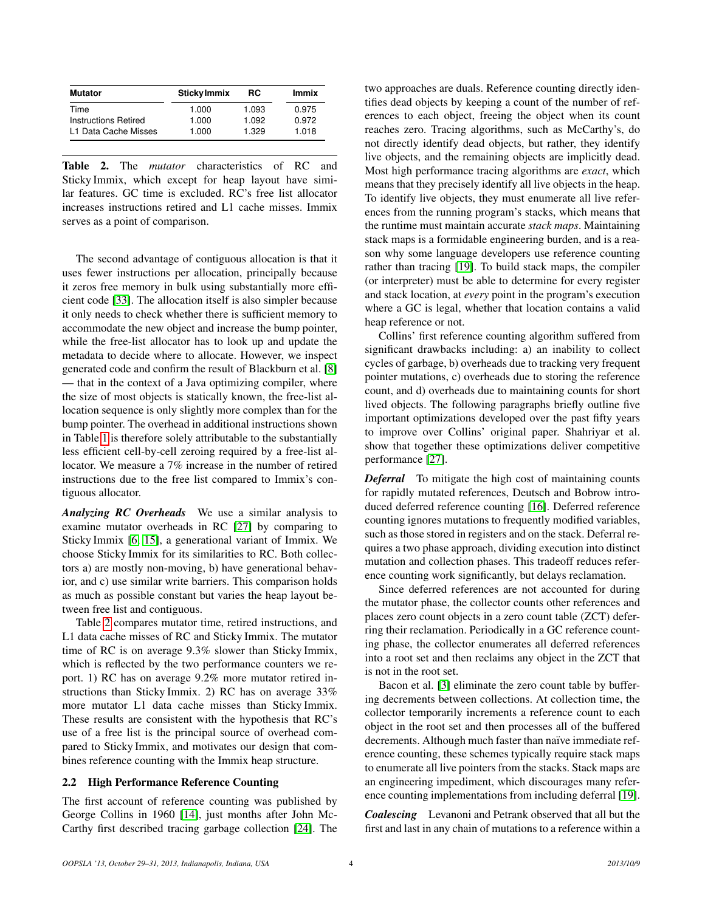| Mutator | Sticky Immix | RC | Immix |
|---|---|---|---|
| Time | 1.000 | 1.093 | 0.975 |
| Instructions Retired | 1.000 | 1.092 | 0.972 |
| L1 Data Cache Misses | 1.000 | 1.329 | 1.018 |

**Table 2.** The *mutator* characteristics of RC and Sticky Immix, which except for heap layout have similar features. GC time is excluded. RC's free list allocator increases instructions retired and L1 cache misses. Immix serves as a point of comparison.

The second advantage of contiguous allocation is that it uses fewer instructions per allocation, principally because it zeros free memory in bulk using substantially more efficient code [33]. The allocation itself is also simpler because it only needs to check whether there is sufficient memory to accommodate the new object and increase the bump pointer, while the free-list allocator has to look up and update the metadata to decide where to allocate. However, we inspect generated code and confirm the result of Blackburn et al. [8] — that in the context of a Java optimizing compiler, where the size of most objects is statically known, the free-list allocation sequence is only slightly more complex than for the bump pointer. The overhead in additional instructions shown in Table 1 is therefore solely attributable to the substantially less efficient cell-by-cell zeroing required by a free-list allocator. We measure a 7% increase in the number of retired instructions due to the free list compared to Immix's contiguous allocator.

***Analyzing RC Overheads*** We use a similar analysis to examine mutator overheads in RC [27] by comparing to Sticky Immix [6, 15], a generational variant of Immix. We choose Sticky Immix for its similarities to RC. Both collectors a) are mostly non-moving, b) have generational behavior, and c) use similar write barriers. This comparison holds as much as possible constant but varies the heap layout between free list and contiguous.

Table 2 compares mutator time, retired instructions, and L1 data cache misses of RC and Sticky Immix. The mutator time of RC is on average 9.3% slower than Sticky Immix, which is reflected by the two performance counters we report. 1) RC has on average 9.2% more mutator retired instructions than Sticky Immix. 2) RC has on average 33% more mutator L1 data cache misses than Sticky Immix. These results are consistent with the hypothesis that RC's use of a free list is the principal source of overhead compared to Sticky Immix, and motivates our design that combines reference counting with the Immix heap structure.

### 2.2 High Performance Reference Counting

The first account of reference counting was published by George Collins in 1960 [14], just months after John McCarthy first described tracing garbage collection [24]. The two approaches are duals. Reference counting directly identifies dead objects by keeping a count of the number of references to each object, freeing the object when its count reaches zero. Tracing algorithms, such as McCarthy's, do not directly identify dead objects, but rather, they identify live objects, and the remaining objects are implicitly dead. Most high performance tracing algorithms are *exact*, which means that they precisely identify all live objects in the heap. To identify live objects, they must enumerate all live references from the running program's stacks, which means that the runtime must maintain accurate *stack maps*. Maintaining stack maps is a formidable engineering burden, and is a reason why some language developers use reference counting rather than tracing [19]. To build stack maps, the compiler (or interpreter) must be able to determine for every register and stack location, at *every* point in the program's execution where a GC is legal, whether that location contains a valid heap reference or not.

Collins' first reference counting algorithm suffered from significant drawbacks including: a) an inability to collect cycles of garbage, b) overheads due to tracking very frequent pointer mutations, c) overheads due to storing the reference count, and d) overheads due to maintaining counts for short lived objects. The following paragraphs briefly outline five important optimizations developed over the past fifty years to improve over Collins' original paper. Shahriyar et al. show that together these optimizations deliver competitive performance [27].

***Deferral*** To mitigate the high cost of maintaining counts for rapidly mutated references, Deutsch and Bobrow introduced deferred reference counting [16]. Deferred reference counting ignores mutations to frequently modified variables, such as those stored in registers and on the stack. Deferral requires a two phase approach, dividing execution into distinct mutation and collection phases. This tradeoff reduces reference counting work significantly, but delays reclamation.

Since deferred references are not accounted for during the mutator phase, the collector counts other references and places zero count objects in a zero count table (ZCT) deferring their reclamation. Periodically in a GC reference counting phase, the collector enumerates all deferred references into a root set and then reclaims any object in the ZCT that is not in the root set.

Bacon et al. [3] eliminate the zero count table by buffering decrements between collections. At collection time, the collector temporarily increments a reference count to each object in the root set and then processes all of the buffered decrements. Although much faster than naïve immediate reference counting, these schemes typically require stack maps to enumerate all live pointers from the stacks. Stack maps are an engineering impediment, which discourages many reference counting implementations from including deferral [19].

***Coalescing*** Levanoni and Petrank observed that all but the first and last in any chain of mutations to a reference within a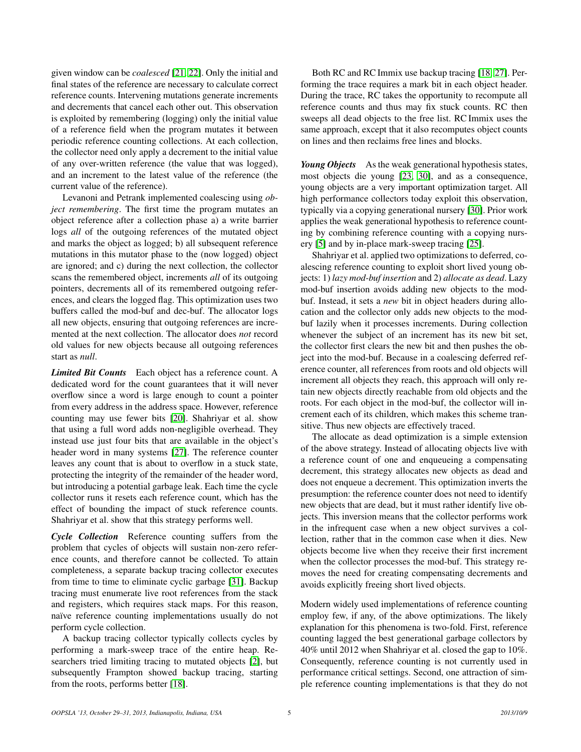given window can be *coalesced* [21, 22]. Only the initial and final states of the reference are necessary to calculate correct reference counts. Intervening mutations generate increments and decrements that cancel each other out. This observation is exploited by remembering (logging) only the initial value of a reference field when the program mutates it between periodic reference counting collections. At each collection, the collector need only apply a decrement to the initial value of any over-written reference (the value that was logged), and an increment to the latest value of the reference (the current value of the reference).

Levanoni and Petrank implemented coalescing using *object remembering*. The first time the program mutates an object reference after a collection phase a) a write barrier logs *all* of the outgoing references of the mutated object and marks the object as logged; b) all subsequent reference mutations in this mutator phase to the (now logged) object are ignored; and c) during the next collection, the collector scans the remembered object, increments *all* of its outgoing pointers, decrements all of its remembered outgoing references, and clears the logged flag. This optimization uses two buffers called the mod-buf and dec-buf. The allocator logs all new objects, ensuring that outgoing references are incremented at the next collection. The allocator does *not* record old values for new objects because all outgoing references start as *null*.

***Limited Bit Counts*** Each object has a reference count. A dedicated word for the count guarantees that it will never overflow since a word is large enough to count a pointer from every address in the address space. However, reference counting may use fewer bits [20]. Shahriyar et al. show that using a full word adds non-negligible overhead. They instead use just four bits that are available in the object's header word in many systems [27]. The reference counter leaves any count that is about to overflow in a stuck state, protecting the integrity of the remainder of the header word, but introducing a potential garbage leak. Each time the cycle collector runs it resets each reference count, which has the effect of bounding the impact of stuck reference counts. Shahriyar et al. show that this strategy performs well.

***Cycle Collection*** Reference counting suffers from the problem that cycles of objects will sustain non-zero reference counts, and therefore cannot be collected. To attain completeness, a separate backup tracing collector executes from time to time to eliminate cyclic garbage [31]. Backup tracing must enumerate live root references from the stack and registers, which requires stack maps. For this reason, naïve reference counting implementations usually do not perform cycle collection.

A backup tracing collector typically collects cycles by performing a mark-sweep trace of the entire heap. Researchers tried limiting tracing to mutated objects [2], but subsequently Frampton showed backup tracing, starting from the roots, performs better [18].

Both RC and RC Immix use backup tracing [18, 27]. Performing the trace requires a mark bit in each object header. During the trace, RC takes the opportunity to recompute all reference counts and thus may fix stuck counts. RC then sweeps all dead objects to the free list. RC Immix uses the same approach, except that it also recomputes object counts on lines and then reclaims free lines and blocks.

***Young Objects*** As the weak generational hypothesis states, most objects die young [23, 30], and as a consequence, young objects are a very important optimization target. All high performance collectors today exploit this observation, typically via a copying generational nursery [30]. Prior work applies the weak generational hypothesis to reference counting by combining reference counting with a copying nursery [5] and by in-place mark-sweep tracing [25].

Shahriyar et al. applied two optimizations to deferred, coalescing reference counting to exploit short lived young objects: 1) *lazy mod-buf insertion* and 2) *allocate as dead*. Lazy mod-buf insertion avoids adding new objects to the mod-buf. Instead, it sets a *new* bit in object headers during allocation and the collector only adds new objects to the mod-buf lazily when it processes increments. During collection whenever the subject of an increment has its new bit set, the collector first clears the new bit and then pushes the object into the mod-buf. Because in a coalescing deferred reference counter, all references from roots and old objects will increment all objects they reach, this approach will only retain new objects directly reachable from old objects and the roots. For each object in the mod-buf, the collector will increment each of its children, which makes this scheme transitive. Thus new objects are effectively traced.

The allocate as dead optimization is a simple extension of the above strategy. Instead of allocating objects live with a reference count of one and enqueueing a compensating decrement, this strategy allocates new objects as dead and does not enqueue a decrement. This optimization inverts the presumption: the reference counter does not need to identify new objects that are dead, but it must rather identify live objects. This inversion means that the collector performs work in the infrequent case when a new object survives a collection, rather that in the common case when it dies. New objects become live when they receive their first increment when the collector processes the mod-buf. This strategy removes the need for creating compensating decrements and avoids explicitly freeing short lived objects.

Modern widely used implementations of reference counting employ few, if any, of the above optimizations. The likely explanation for this phenomena is two-fold. First, reference counting lagged the best generational garbage collectors by 40% until 2012 when Shahriyar et al. closed the gap to 10%. Consequently, reference counting is not currently used in performance critical settings. Second, one attraction of simple reference counting implementations is that they do not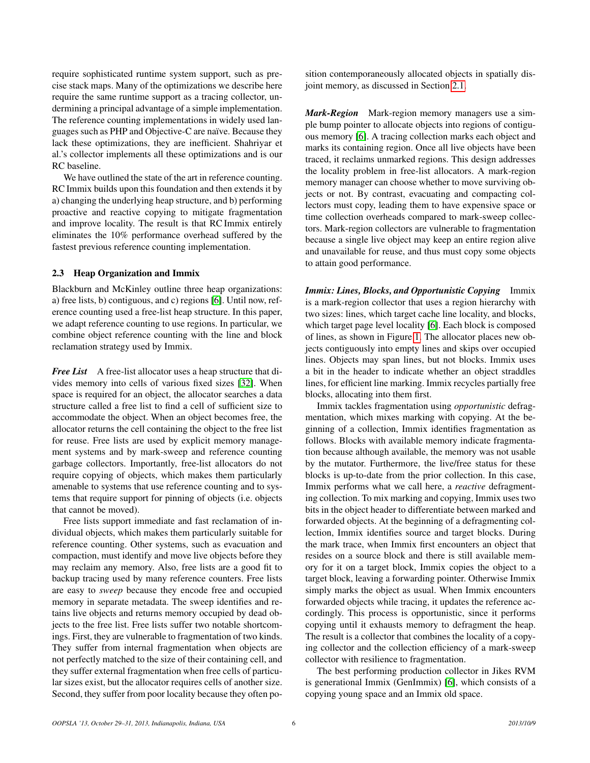require sophisticated runtime system support, such as precise stack maps. Many of the optimizations we describe here require the same runtime support as a tracing collector, undermining a principal advantage of a simple implementation. The reference counting implementations in widely used languages such as PHP and Objective-C are naïve. Because they lack these optimizations, they are inefficient. Shahriyar et al.'s collector implements all these optimizations and is our RC baseline.

We have outlined the state of the art in reference counting. RC Immix builds upon this foundation and then extends it by a) changing the underlying heap structure, and b) performing proactive and reactive copying to mitigate fragmentation and improve locality. The result is that RC Immix entirely eliminates the 10% performance overhead suffered by the fastest previous reference counting implementation.

### 2.3 Heap Organization and Immix

Blackburn and McKinley outline three heap organizations: a) free lists, b) contiguous, and c) regions [6]. Until now, reference counting used a free-list heap structure. In this paper, we adapt reference counting to use regions. In particular, we combine object reference counting with the line and block reclamation strategy used by Immix.

***Free List*** A free-list allocator uses a heap structure that divides memory into cells of various fixed sizes [32]. When space is required for an object, the allocator searches a data structure called a free list to find a cell of sufficient size to accommodate the object. When an object becomes free, the allocator returns the cell containing the object to the free list for reuse. Free lists are used by explicit memory management systems and by mark-sweep and reference counting garbage collectors. Importantly, free-list allocators do not require copying of objects, which makes them particularly amenable to systems that use reference counting and to systems that require support for pinning of objects (i.e. objects that cannot be moved).

Free lists support immediate and fast reclamation of individual objects, which makes them particularly suitable for reference counting. Other systems, such as evacuation and compaction, must identify and move live objects before they may reclaim any memory. Also, free lists are a good fit to backup tracing used by many reference counters. Free lists are easy to *sweep* because they encode free and occupied memory in separate metadata. The sweep identifies and retains live objects and returns memory occupied by dead objects to the free list. Free lists suffer two notable shortcomings. First, they are vulnerable to fragmentation of two kinds. They suffer from internal fragmentation when objects are not perfectly matched to the size of their containing cell, and they suffer external fragmentation when free cells of particular sizes exist, but the allocator requires cells of another size. Second, they suffer from poor locality because they often position contemporaneously allocated objects in spatially disjoint memory, as discussed in Section 2.1.

***Mark-Region*** Mark-region memory managers use a simple bump pointer to allocate objects into regions of contiguous memory [6]. A tracing collection marks each object and marks its containing region. Once all live objects have been traced, it reclaims unmarked regions. This design addresses the locality problem in free-list allocators. A mark-region memory manager can choose whether to move surviving objects or not. By contrast, evacuating and compacting collectors must copy, leading them to have expensive space or time collection overheads compared to mark-sweep collectors. Mark-region collectors are vulnerable to fragmentation because a single live object may keep an entire region alive and unavailable for reuse, and thus must copy some objects to attain good performance.

***Immix: Lines, Blocks, and Opportunistic Copying*** Immix is a mark-region collector that uses a region hierarchy with two sizes: lines, which target cache line locality, and blocks, which target page level locality [6]. Each block is composed of lines, as shown in Figure 1. The allocator places new objects contiguously into empty lines and skips over occupied lines. Objects may span lines, but not blocks. Immix uses a bit in the header to indicate whether an object straddles lines, for efficient line marking. Immix recycles partially free blocks, allocating into them first.

Immix tackles fragmentation using *opportunistic* defragmentation, which mixes marking with copying. At the beginning of a collection, Immix identifies fragmentation as follows. Blocks with available memory indicate fragmentation because although available, the memory was not usable by the mutator. Furthermore, the live/free status for these blocks is up-to-date from the prior collection. In this case, Immix performs what we call here, a *reactive* defragmenting collection. To mix marking and copying, Immix uses two bits in the object header to differentiate between marked and forwarded objects. At the beginning of a defragmenting collection, Immix identifies source and target blocks. During the mark trace, when Immix first encounters an object that resides on a source block and there is still available memory for it on a target block, Immix copies the object to a target block, leaving a forwarding pointer. Otherwise Immix simply marks the object as usual. When Immix encounters forwarded objects while tracing, it updates the reference accordingly. This process is opportunistic, since it performs copying until it exhausts memory to defragment the heap. The result is a collector that combines the locality of a copying collector and the collection efficiency of a mark-sweep collector with resilience to fragmentation.

The best performing production collector in Jikes RVM is generational Immix (GenImmix) [6], which consists of a copying young space and an Immix old space.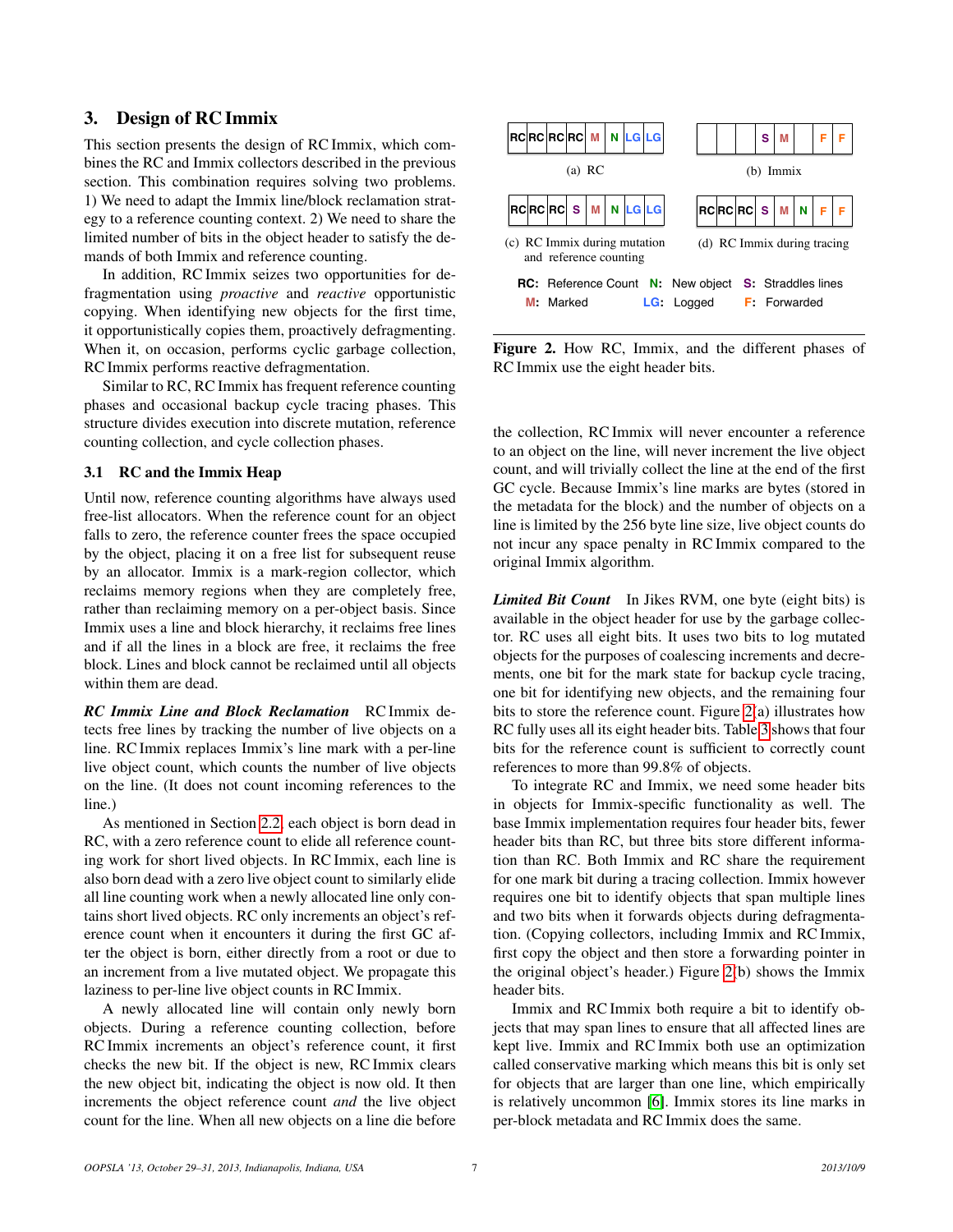## 3. Design of RC Immix

This section presents the design of RC Immix, which combines the RC and Immix collectors described in the previous section. This combination requires solving two problems. 1) We need to adapt the Immix line/block reclamation strategy to a reference counting context. 2) We need to share the limited number of bits in the object header to satisfy the demands of both Immix and reference counting.

In addition, RC Immix seizes two opportunities for defragmentation using *proactive* and *reactive* opportunistic copying. When identifying new objects for the first time, it opportunistically copies them, proactively defragmenting. When it, on occasion, performs cyclic garbage collection, RC Immix performs reactive defragmentation.

Similar to RC, RC Immix has frequent reference counting phases and occasional backup cycle tracing phases. This structure divides execution into discrete mutation, reference counting collection, and cycle collection phases.

### 3.1 RC and the Immix Heap

Until now, reference counting algorithms have always used free-list allocators. When the reference count for an object falls to zero, the reference counter frees the space occupied by the object, placing it on a free list for subsequent reuse by an allocator. Immix is a mark-region collector, which reclaims memory regions when they are completely free, rather than reclaiming memory on a per-object basis. Since Immix uses a line and block hierarchy, it reclaims free lines and if all the lines in a block are free, it reclaims the free block. Lines and block cannot be reclaimed until all objects within them are dead.

***RC Immix Line and Block Reclamation*** RC Immix detects free lines by tracking the number of live objects on a line. RC Immix replaces Immix's line mark with a per-line live object count, which counts the number of live objects on the line. (It does not count incoming references to the line.)

As mentioned in Section 2.2, each object is born dead in RC, with a zero reference count to elide all reference counting work for short lived objects. In RC Immix, each line is also born dead with a zero live object count to similarly elide all line counting work when a newly allocated line only contains short lived objects. RC only increments an object's reference count when it encounters it during the first GC after the object is born, either directly from a root or due to an increment from a live mutated object. We propagate this laziness to per-line live object counts in RC Immix.

A newly allocated line will contain only newly born objects. During a reference counting collection, before RC Immix increments an object's reference count, it first checks the new bit. If the object is new, RC Immix clears the new object bit, indicating the object is now old. It then increments the object reference count *and* the live object count for the line. When all new objects on a line die before the collection, RC Immix will never encounter a reference to an object on the line, will never increment the live object count, and will trivially collect the line at the end of the first GC cycle. Because Immix's line marks are bytes (stored in the metadata for the block) and the number of objects on a line is limited by the 256 byte line size, live object counts do not incur any space penalty in RC Immix compared to the original Immix algorithm.

| RC | RC | RC | RC | M | | N | LG | LG |
|---|---|---|---|---|---|---|---|---|

(a) RC

| | | | S | M | | F | F |
|---|---|---|---|---|---|---|---|

(b) Immix

| RC | RC | RC | S | M | N | LG | LG |
|---|---|---|---|---|---|---|---|

(c) RC Immix during mutation and reference counting

| RC | RC | RC | S | M | N | F | F |
|---|---|---|---|---|---|---|---|

(d) RC Immix during tracing

**RC:** Reference Count **N:** New object **S:** Straddles lines
**M:** Marked **LG:** Logged **F:** Forwarded

**Figure 2.** How RC, Immix, and the different phases of RC Immix use the eight header bits.

***Limited Bit Count*** In Jikes RVM, one byte (eight bits) is available in the object header for use by the garbage collector. RC uses all eight bits. It uses two bits to log mutated objects for the purposes of coalescing increments and decrements, one bit for the mark state for backup cycle tracing, one bit for identifying new objects, and the remaining four bits to store the reference count. Figure 2(a) illustrates how RC fully uses all its eight header bits. Table 3 shows that four bits for the reference count is sufficient to correctly count references to more than 99.8% of objects.

To integrate RC and Immix, we need some header bits in objects for Immix-specific functionality as well. The base Immix implementation requires four header bits, fewer header bits than RC, but three bits store different information than RC. Both Immix and RC share the requirement for one mark bit during a tracing collection. Immix however requires one bit to identify objects that span multiple lines and two bits when it forwards objects during defragmentation. (Copying collectors, including Immix and RC Immix, first copy the object and then store a forwarding pointer in the original object's header.) Figure 2(b) shows the Immix header bits.

Immix and RC Immix both require a bit to identify objects that may span lines to ensure that all affected lines are kept live. Immix and RC Immix both use an optimization called conservative marking which means this bit is only set for objects that are larger than one line, which empirically is relatively uncommon [6]. Immix stores its line marks in per-block metadata and RC Immix does the same.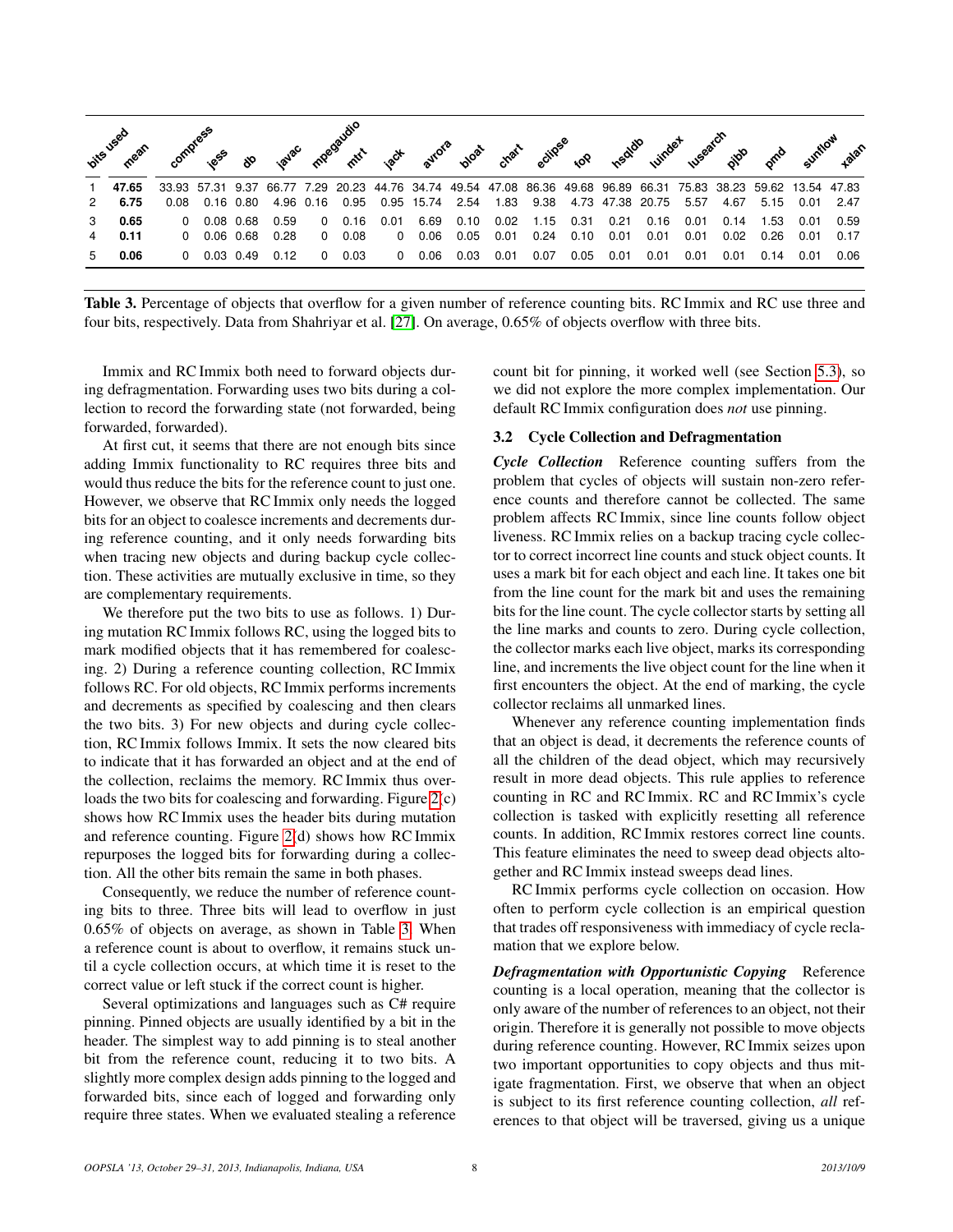| bits used | mean | compress | jess | db | javac | mpegaudio | mtrt | jack | avrora | bloat | chart | eclipse | fop | hsqldb | luindex | lusearch | pjbb | pmd | sunflow | xalan |
|---|---|---|---|---|---|---|---|---|---|---|---|---|---|---|---|---|---|---|---|---|
| 1 | **47.65** | 33.93 | 57.31 | 9.37 | 66.77 | 7.29 | 20.23 | 44.76 | 34.74 | 49.54 | 47.08 | 86.36 | 49.68 | 96.89 | 66.31 | 75.83 | 38.23 | 59.62 | 13.54 | 47.83 |
| 2 | **6.75** | 0.08 | 0.16 | 0.80 | 4.96 | 0.16 | 0.95 | 0.95 | 15.74 | 2.54 | 1.83 | 9.38 | 4.73 | 47.38 | 20.75 | 5.57 | 4.67 | 5.15 | 0.01 | 2.47 |
| 3 | **0.65** | 0 | 0.08 | 0.68 | 0.59 | 0 | 0.16 | 0.01 | 6.69 | 0.10 | 0.02 | 1.15 | 0.31 | 0.21 | 0.16 | 0.01 | 0.14 | 1.53 | 0.01 | 0.59 |
| 4 | **0.11** | 0 | 0.06 | 0.68 | 0.28 | 0 | 0.08 | 0 | 0.06 | 0.05 | 0.01 | 0.24 | 0.10 | 0.01 | 0.01 | 0.01 | 0.02 | 0.26 | 0.01 | 0.17 |
| 5 | **0.06** | 0 | 0.03 | 0.49 | 0.12 | 0 | 0.03 | 0 | 0.06 | 0.03 | 0.01 | 0.07 | 0.05 | 0.01 | 0.01 | 0.01 | 0.01 | 0.14 | 0.01 | 0.06 |

**Table 3.** Percentage of objects that overflow for a given number of reference counting bits. RC Immix and RC use three and four bits, respectively. Data from Shahriyar et al. [27]. On average, 0.65% of objects overflow with three bits.

Immix and RC Immix both need to forward objects during defragmentation. Forwarding uses two bits during a collection to record the forwarding state (not forwarded, being forwarded, forwarded).

At first cut, it seems that there are not enough bits since adding Immix functionality to RC requires three bits and would thus reduce the bits for the reference count to just one. However, we observe that RC Immix only needs the logged bits for an object to coalesce increments and decrements during reference counting, and it only needs forwarding bits when tracing new objects and during backup cycle collection. These activities are mutually exclusive in time, so they are complementary requirements.

We therefore put the two bits to use as follows. 1) During mutation RC Immix follows RC, using the logged bits to mark modified objects that it has remembered for coalescing. 2) During a reference counting collection, RC Immix follows RC. For old objects, RC Immix performs increments and decrements as specified by coalescing and then clears the two bits. 3) For new objects and during cycle collection, RC Immix follows Immix. It sets the now cleared bits to indicate that it has forwarded an object and at the end of the collection, reclaims the memory. RC Immix thus overloads the two bits for coalescing and forwarding. Figure 2(c) shows how RC Immix uses the header bits during mutation and reference counting. Figure 2(d) shows how RC Immix repurposes the logged bits for forwarding during a collection. All the other bits remain the same in both phases.

Consequently, we reduce the number of reference counting bits to three. Three bits will lead to overflow in just 0.65% of objects on average, as shown in Table 3. When a reference count is about to overflow, it remains stuck until a cycle collection occurs, at which time it is reset to the correct value or left stuck if the correct count is higher.

Several optimizations and languages such as C# require pinning. Pinned objects are usually identified by a bit in the header. The simplest way to add pinning is to steal another bit from the reference count, reducing it to two bits. A slightly more complex design adds pinning to the logged and forwarded bits, since each of logged and forwarding only require three states. When we evaluated stealing a reference count bit for pinning, it worked well (see Section 5.3), so we did not explore the more complex implementation. Our default RC Immix configuration does *not* use pinning.

### 3.2 Cycle Collection and Defragmentation

***Cycle Collection*** Reference counting suffers from the problem that cycles of objects will sustain non-zero reference counts and therefore cannot be collected. The same problem affects RC Immix, since line counts follow object liveness. RC Immix relies on a backup tracing cycle collector to correct incorrect line counts and stuck object counts. It uses a mark bit for each object and each line. It takes one bit from the line count for the mark bit and uses the remaining bits for the line count. The cycle collector starts by setting all the line marks and counts to zero. During cycle collection, the collector marks each live object, marks its corresponding line, and increments the live object count for the line when it first encounters the object. At the end of marking, the cycle collector reclaims all unmarked lines.

Whenever any reference counting implementation finds that an object is dead, it decrements the reference counts of all the children of the dead object, which may recursively result in more dead objects. This rule applies to reference counting in RC and RC Immix. RC and RC Immix's cycle collection is tasked with explicitly resetting all reference counts. In addition, RC Immix restores correct line counts. This feature eliminates the need to sweep dead objects altogether and RC Immix instead sweeps dead lines.

RC Immix performs cycle collection on occasion. How often to perform cycle collection is an empirical question that trades off responsiveness with immediacy of cycle reclamation that we explore below.

***Defragmentation with Opportunistic Copying*** Reference counting is a local operation, meaning that the collector is only aware of the number of references to an object, not their origin. Therefore it is generally not possible to move objects during reference counting. However, RC Immix seizes upon two important opportunities to copy objects and thus mitigate fragmentation. First, we observe that when an object is subject to its first reference counting collection, *all* references to that object will be traversed, giving us a unique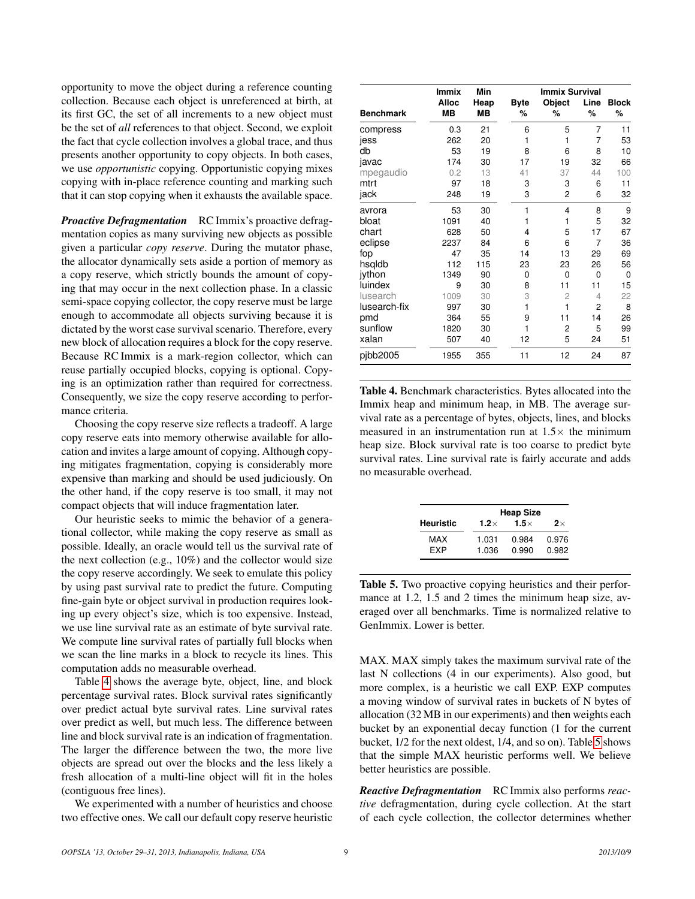opportunity to move the object during a reference counting collection. Because each object is unreferenced at birth, at its first GC, the set of all increments to a new object must be the set of *all* references to that object. Second, we exploit the fact that cycle collection involves a global trace, and thus presents another opportunity to copy objects. In both cases, we use *opportunistic* copying. Opportunistic copying mixes copying with in-place reference counting and marking such that it can stop copying when it exhausts the available space.

***Proactive Defragmentation*** RC Immix's proactive defragmentation copies as many surviving new objects as possible given a particular *copy reserve*. During the mutator phase, the allocator dynamically sets aside a portion of memory as a copy reserve, which strictly bounds the amount of copying that may occur in the next collection phase. In a classic semi-space copying collector, the copy reserve must be large enough to accommodate all objects surviving because it is dictated by the worst case survival scenario. Therefore, every new block of allocation requires a block for the copy reserve. Because RC Immix is a mark-region collector, which can reuse partially occupied blocks, copying is optional. Copying is an optimization rather than required for correctness. Consequently, we size the copy reserve according to performance criteria.

Choosing the copy reserve size reflects a tradeoff. A large copy reserve eats into memory otherwise available for allocation and invites a large amount of copying. Although copying mitigates fragmentation, copying is considerably more expensive than marking and should be used judiciously. On the other hand, if the copy reserve is too small, it may not compact objects that will induce fragmentation later.

Our heuristic seeks to mimic the behavior of a generational collector, while making the copy reserve as small as possible. Ideally, an oracle would tell us the survival rate of the next collection (e.g., 10%) and the collector would size the copy reserve accordingly. We seek to emulate this policy by using past survival rate to predict the future. Computing fine-gain byte or object survival in production requires looking up every object's size, which is too expensive. Instead, we use line survival rate as an estimate of byte survival rate. We compute line survival rates of partially full blocks when we scan the line marks in a block to recycle its lines. This computation adds no measurable overhead.

Table 4 shows the average byte, object, line, and block percentage survival rates. Block survival rates significantly over predict actual byte survival rates. Line survival rates over predict as well, but much less. The difference between line and block survival rate is an indication of fragmentation. The larger the difference between the two, the more live objects are spread out over the blocks and the less likely a fresh allocation of a multi-line object will fit in the holes (contiguous free lines).

We experimented with a number of heuristics and choose two effective ones. We call our default copy reserve heuristic MAX. MAX simply takes the maximum survival rate of the last N collections (4 in our experiments). Also good, but more complex, is a heuristic we call EXP. EXP computes a moving window of survival rates in buckets of N bytes of allocation (32 MB in our experiments) and then weights each bucket by an exponential decay function (1 for the current bucket, 1/2 for the next oldest, 1/4, and so on). Table 5 shows that the simple MAX heuristic performs well. We believe better heuristics are possible.

| Benchmark | Immix Alloc MB | Min Heap MB | Immix Survival Byte % | Object % | Line % | Block % |
|---|---|---|---|---|---|---|
| compress | 0.3 | 21 | 6 | 5 | 7 | 11 |
| jess | 262 | 20 | 1 | 1 | 7 | 53 |
| db | 53 | 19 | 8 | 6 | 8 | 10 |
| javac | 174 | 30 | 17 | 19 | 32 | 66 |
| mpegaudio | 0.2 | 13 | 41 | 37 | 44 | 100 |
| mtrt | 97 | 18 | 3 | 3 | 6 | 11 |
| jack | 248 | 19 | 3 | 2 | 6 | 32 |
| avrora | 53 | 30 | 1 | 4 | 8 | 9 |
| bloat | 1091 | 40 | 1 | 1 | 5 | 32 |
| chart | 628 | 50 | 4 | 5 | 17 | 67 |
| eclipse | 2237 | 84 | 6 | 6 | 7 | 36 |
| fop | 47 | 35 | 14 | 13 | 29 | 69 |
| hsqldb | 112 | 115 | 23 | 23 | 26 | 56 |
| jython | 1349 | 90 | 0 | 0 | 0 | 0 |
| luindex | 9 | 30 | 8 | 11 | 11 | 15 |
| lusearch | 1009 | 30 | 3 | 2 | 4 | 22 |
| lusearch-fix | 997 | 30 | 1 | 1 | 2 | 8 |
| pmd | 364 | 55 | 9 | 11 | 14 | 26 |
| sunflow | 1820 | 30 | 1 | 2 | 5 | 99 |
| xalan | 507 | 40 | 12 | 5 | 24 | 51 |
| pjbb2005 | 1955 | 355 | 11 | 12 | 24 | 87 |

**Table 4.** Benchmark characteristics. Bytes allocated into the Immix heap and minimum heap, in MB. The average survival rate as a percentage of bytes, objects, lines, and blocks measured in an instrumentation run at 1.5× the minimum heap size. Block survival rate is too coarse to predict byte survival rates. Line survival rate is fairly accurate and adds no measurable overhead.

| Heuristic | Heap Size 1.2× | 1.5× | 2× |
|---|---|---|---|
| MAX | 1.031 | 0.984 | 0.976 |
| EXP | 1.036 | 0.990 | 0.982 |

**Table 5.** Two proactive copying heuristics and their performance at 1.2, 1.5 and 2 times the minimum heap size, averaged over all benchmarks. Time is normalized relative to GenImmix. Lower is better.

***Reactive Defragmentation*** RC Immix also performs *reactive* defragmentation, during cycle collection. At the start of each cycle collection, the collector determines whether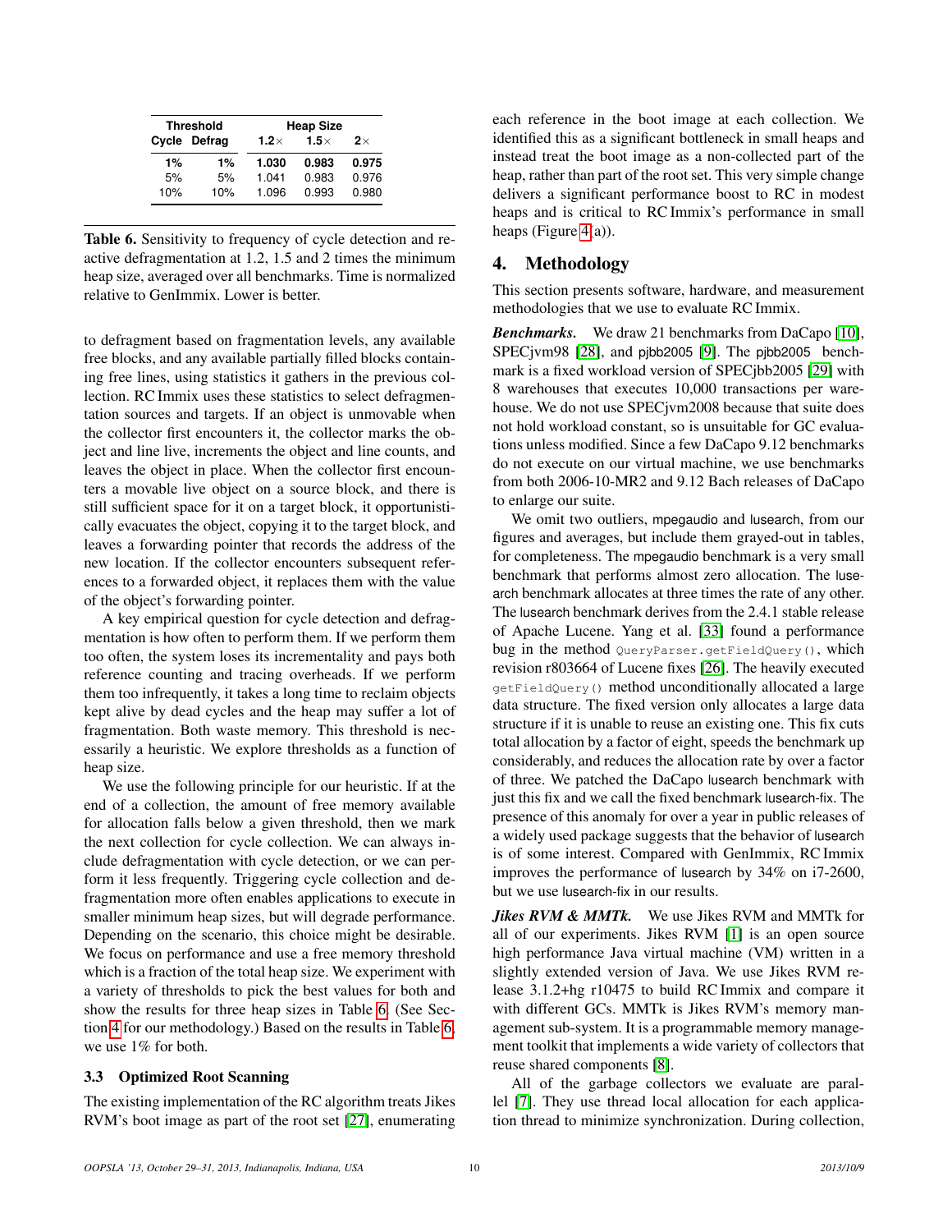| Threshold | | Heap Size | | |
|---|---|---|---|---|
| Cycle | Defrag | 1.2× | 1.5× | 2× |
| **1%** | **1%** | **1.030** | **0.983** | **0.975** |
| 5% | 5% | 1.041 | 0.983 | 0.976 |
| 10% | 10% | 1.096 | 0.993 | 0.980 |

**Table 6.** Sensitivity to frequency of cycle detection and reactive defragmentation at 1.2, 1.5 and 2 times the minimum heap size, averaged over all benchmarks. Time is normalized relative to GenImmix. Lower is better.

to defragment based on fragmentation levels, any available free blocks, and any available partially filled blocks containing free lines, using statistics it gathers in the previous collection. RC Immix uses these statistics to select defragmentation sources and targets. If an object is unmovable when the collector first encounters it, the collector marks the object and line live, increments the object and line counts, and leaves the object in place. When the collector first encounters a movable live object on a source block, and there is still sufficient space for it on a target block, it opportunistically evacuates the object, copying it to the target block, and leaves a forwarding pointer that records the address of the new location. If the collector encounters subsequent references to a forwarded object, it replaces them with the value of the object's forwarding pointer.

A key empirical question for cycle detection and defragmentation is how often to perform them. If we perform them too often, the system loses its incrementality and pays both reference counting and tracing overheads. If we perform them too infrequently, it takes a long time to reclaim objects kept alive by dead cycles and the heap may suffer a lot of fragmentation. Both waste memory. This threshold is necessarily a heuristic. We explore thresholds as a function of heap size.

We use the following principle for our heuristic. If at the end of a collection, the amount of free memory available for allocation falls below a given threshold, then we mark the next collection for cycle collection. We can always include defragmentation with cycle detection, or we can perform it less frequently. Triggering cycle collection and defragmentation more often enables applications to execute in smaller minimum heap sizes, but will degrade performance. Depending on the scenario, this choice might be desirable. We focus on performance and use a free memory threshold which is a fraction of the total heap size. We experiment with a variety of thresholds to pick the best values for both and show the results for three heap sizes in Table 6. (See Section 4 for our methodology.) Based on the results in Table 6, we use 1% for both.

### 3.3 Optimized Root Scanning

The existing implementation of the RC algorithm treats Jikes RVM's boot image as part of the root set [27], enumerating each reference in the boot image at each collection. We identified this as a significant bottleneck in small heaps and instead treat the boot image as a non-collected part of the heap, rather than part of the root set. This very simple change delivers a significant performance boost to RC in modest heaps and is critical to RC Immix's performance in small heaps (Figure 4(a)).

## 4. Methodology

This section presents software, hardware, and measurement methodologies that we use to evaluate RC Immix.

***Benchmarks.*** We draw 21 benchmarks from DaCapo [10], SPECjvm98 [28], and pjbb2005 [9]. The pjbb2005 benchmark is a fixed workload version of SPECjbb2005 [29] with 8 warehouses that executes 10,000 transactions per warehouse. We do not use SPECjvm2008 because that suite does not hold workload constant, so is unsuitable for GC evaluations unless modified. Since a few DaCapo 9.12 benchmarks do not execute on our virtual machine, we use benchmarks from both 2006-10-MR2 and 9.12 Bach releases of DaCapo to enlarge our suite.

We omit two outliers, mpegaudio and lusearch, from our figures and averages, but include them grayed-out in tables, for completeness. The mpegaudio benchmark is a very small benchmark that performs almost zero allocation. The lusearch benchmark allocates at three times the rate of any other. The lusearch benchmark derives from the 2.4.1 stable release of Apache Lucene. Yang et al. [33] found a performance bug in the method `QueryParser.getFieldQuery()`, which revision r803664 of Lucene fixes [26]. The heavily executed `getFieldQuery()` method unconditionally allocated a large data structure. The fixed version only allocates a large data structure if it is unable to reuse an existing one. This fix cuts total allocation by a factor of eight, speeds the benchmark up considerably, and reduces the allocation rate by over a factor of three. We patched the DaCapo lusearch benchmark with just this fix and we call the fixed benchmark lusearch-fix. The presence of this anomaly for over a year in public releases of a widely used package suggests that the behavior of lusearch is of some interest. Compared with GenImmix, RC Immix improves the performance of lusearch by 34% on i7-2600, but we use lusearch-fix in our results.

***Jikes RVM & MMTk.*** We use Jikes RVM and MMTk for all of our experiments. Jikes RVM [1] is an open source high performance Java virtual machine (VM) written in a slightly extended version of Java. We use Jikes RVM release 3.1.2+hg r10475 to build RC Immix and compare it with different GCs. MMTk is Jikes RVM's memory management sub-system. It is a programmable memory management toolkit that implements a wide variety of collectors that reuse shared components [8].

All of the garbage collectors we evaluate are parallel [7]. They use thread local allocation for each application thread to minimize synchronization. During collection,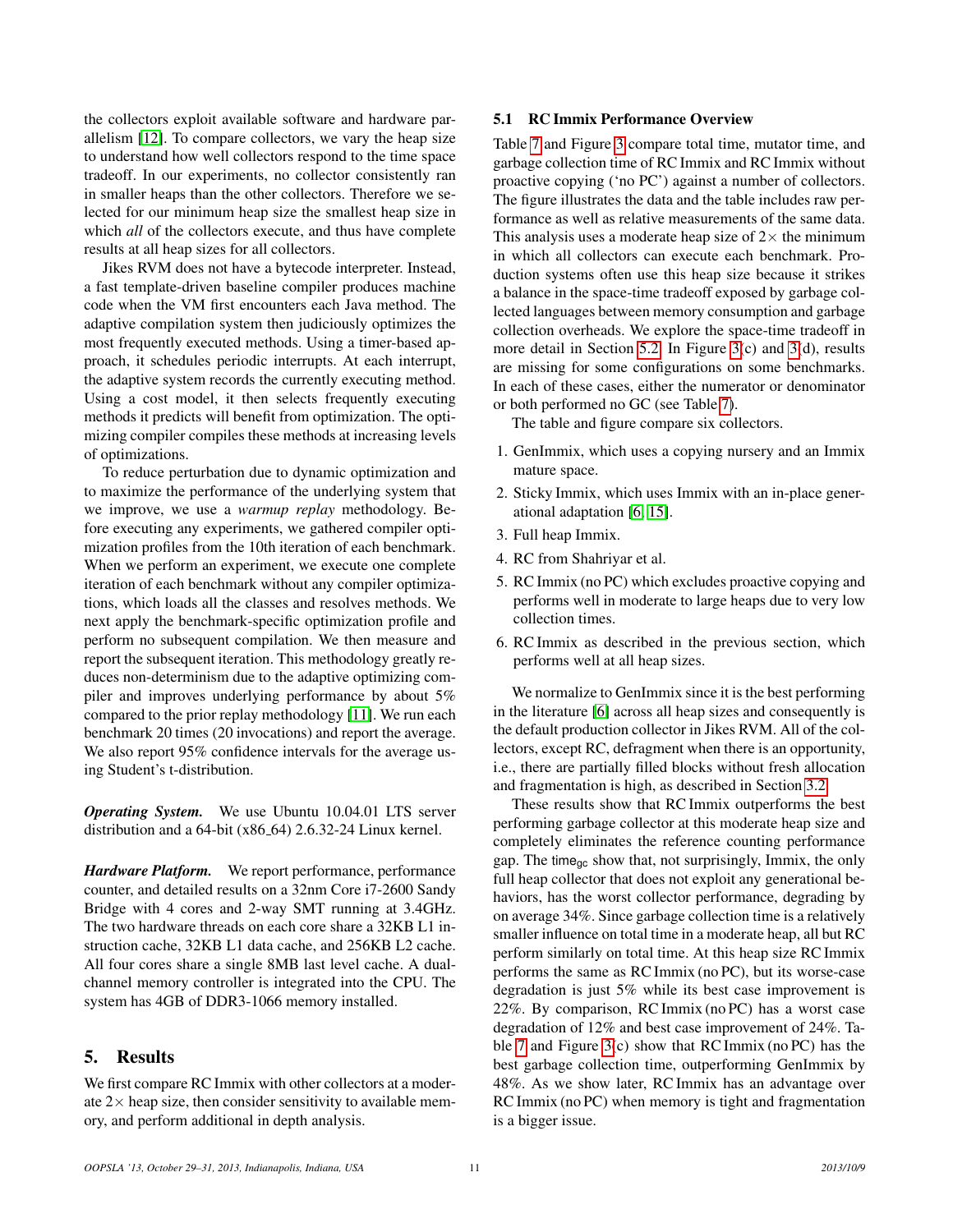the collectors exploit available software and hardware parallelism [12]. To compare collectors, we vary the heap size to understand how well collectors respond to the time space tradeoff. In our experiments, no collector consistently ran in smaller heaps than the other collectors. Therefore we selected for our minimum heap size the smallest heap size in which *all* of the collectors execute, and thus have complete results at all heap sizes for all collectors.

Jikes RVM does not have a bytecode interpreter. Instead, a fast template-driven baseline compiler produces machine code when the VM first encounters each Java method. The adaptive compilation system then judiciously optimizes the most frequently executed methods. Using a timer-based approach, it schedules periodic interrupts. At each interrupt, the adaptive system records the currently executing method. Using a cost model, it then selects frequently executing methods it predicts will benefit from optimization. The optimizing compiler compiles these methods at increasing levels of optimizations.

To reduce perturbation due to dynamic optimization and to maximize the performance of the underlying system that we improve, we use a *warmup replay* methodology. Before executing any experiments, we gathered compiler optimization profiles from the 10th iteration of each benchmark. When we perform an experiment, we execute one complete iteration of each benchmark without any compiler optimizations, which loads all the classes and resolves methods. We next apply the benchmark-specific optimization profile and perform no subsequent compilation. We then measure and report the subsequent iteration. This methodology greatly reduces non-determinism due to the adaptive optimizing compiler and improves underlying performance by about 5% compared to the prior replay methodology [11]. We run each benchmark 20 times (20 invocations) and report the average. We also report 95% confidence intervals for the average using Student's t-distribution.

***Operating System.*** We use Ubuntu 10.04.01 LTS server distribution and a 64-bit (x86_64) 2.6.32-24 Linux kernel.

***Hardware Platform.*** We report performance, performance counter, and detailed results on a 32nm Core i7-2600 Sandy Bridge with 4 cores and 2-way SMT running at 3.4GHz. The two hardware threads on each core share a 32KB L1 instruction cache, 32KB L1 data cache, and 256KB L2 cache. All four cores share a single 8MB last level cache. A dual-channel memory controller is integrated into the CPU. The system has 4GB of DDR3-1066 memory installed.

## 5. Results

We first compare RC Immix with other collectors at a moderate 2× heap size, then consider sensitivity to available memory, and perform additional in depth analysis.

### 5.1 RC Immix Performance Overview

Table 7 and Figure 3 compare total time, mutator time, and garbage collection time of RC Immix and RC Immix without proactive copying ('no PC') against a number of collectors. The figure illustrates the data and the table includes raw performance as well as relative measurements of the same data. This analysis uses a moderate heap size of 2× the minimum in which all collectors can execute each benchmark. Production systems often use this heap size because it strikes a balance in the space-time tradeoff exposed by garbage collected languages between memory consumption and garbage collection overheads. We explore the space-time tradeoff in more detail in Section 5.2. In Figure 3(c) and 3(d), results are missing for some configurations on some benchmarks. In each of these cases, either the numerator or denominator or both performed no GC (see Table 7).

The table and figure compare six collectors.

1. GenImmix, which uses a copying nursery and an Immix mature space.
2. Sticky Immix, which uses Immix with an in-place generational adaptation [6, 15].
3. Full heap Immix.
4. RC from Shahriyar et al.
5. RC Immix (no PC) which excludes proactive copying and performs well in moderate to large heaps due to very low collection times.
6. RC Immix as described in the previous section, which performs well at all heap sizes.

We normalize to GenImmix since it is the best performing in the literature [6] across all heap sizes and consequently is the default production collector in Jikes RVM. All of the collectors, except RC, defragment when there is an opportunity, i.e., there are partially filled blocks without fresh allocation and fragmentation is high, as described in Section 3.2.

These results show that RC Immix outperforms the best performing garbage collector at this moderate heap size and completely eliminates the reference counting performance gap. The $\mathsf{time}_{\mathsf{gc}}$ show that, not surprisingly, Immix, the only full heap collector that does not exploit any generational behaviors, has the worst collector performance, degrading by on average 34%. Since garbage collection time is a relatively smaller influence on total time in a moderate heap, all but RC perform similarly on total time. At this heap size RC Immix performs the same as RC Immix (no PC), but its worse-case degradation is just 5% while its best case improvement is 22%. By comparison, RC Immix (no PC) has a worst case degradation of 12% and best case improvement of 24%. Table 7 and Figure 3(c) show that RC Immix (no PC) has the best garbage collection time, outperforming GenImmix by 48%. As we show later, RC Immix has an advantage over RC Immix (no PC) when memory is tight and fragmentation is a bigger issue.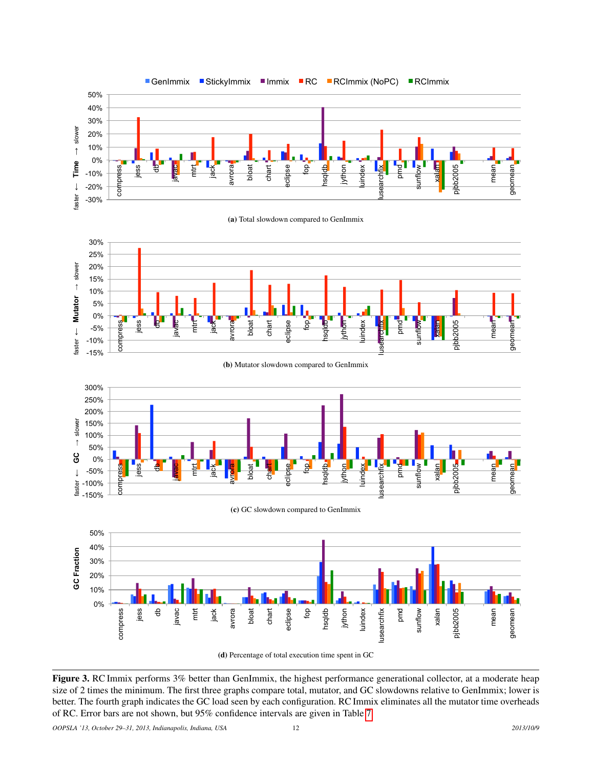(a) Total slowdown compared to GenImmix

(b) Mutator slowdown compared to GenImmix

(c) GC slowdown compared to GenImmix

(d) Percentage of total execution time spent in GC

**Figure 3.** RC Immix performs 3% better than GenImmix, the highest performance generational collector, at a moderate heap size of 2 times the minimum. The first three graphs compare total, mutator, and GC slowdowns relative to GenImmix; lower is better. The fourth graph indicates the GC load seen by each configuration. RC Immix eliminates all the mutator time overheads of RC. Error bars are not shown, but 95% confidence intervals are given in Table 7.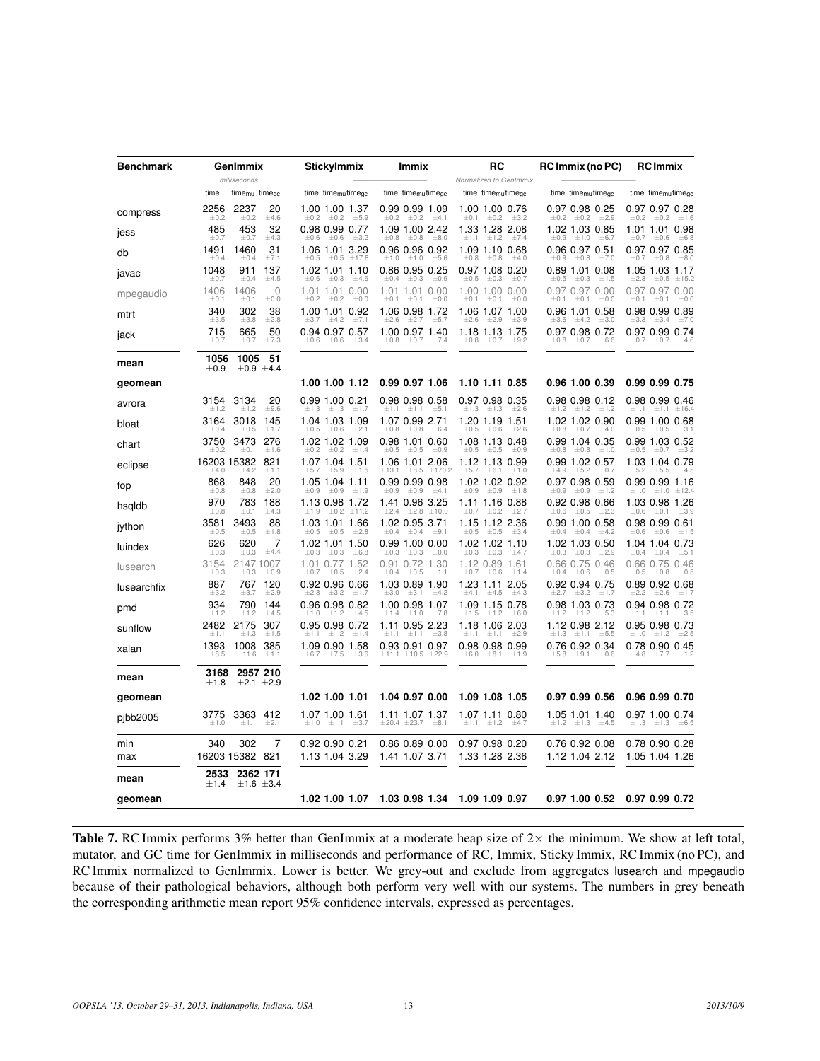| Benchmark | GenImmix | | | StickyImmix | | | Immix | | | RC | | | RC Immix (no PC) | | | RC Immix | | |
|---|---|---|---|---|---|---|---|---|---|---|---|---|---|---|---|---|---|---|
| | milliseconds | | | | | | | | | Normalized to GenImmix | | | | | | | | |
| | time | $time_{mu}$ | $time_{gc}$ | time | $time_{mu}$ | $time_{gc}$ | time | $time_{mu}$ | $time_{gc}$ | time | $time_{mu}$ | $time_{gc}$ | time | $time_{mu}$ | $time_{gc}$ | time | $time_{mu}$ | $time_{gc}$ |
| compress | 2256 ±0.2 | 2237 ±0.2 | 20 ±4.6 | 1.00 ±0.2 | 1.00 ±0.2 | 1.37 ±5.9 | 0.99 ±0.2 | 0.99 ±0.2 | 1.09 ±4.1 | 1.00 ±0.1 | 1.00 ±0.2 | 0.76 ±3.2 | 0.97 ±0.2 | 0.98 ±0.2 | 0.25 ±2.9 | 0.97 ±0.2 | 0.97 ±0.2 | 0.28 ±1.6 |
| jess | 485 ±0.7 | 453 ±0.7 | 32 ±4.3 | 0.98 ±0.6 | 0.99 ±0.6 | 0.77 ±3.2 | 1.09 ±0.8 | 1.00 ±0.8 | 2.42 ±8.0 | 1.33 ±1.1 | 1.28 ±1.2 | 2.08 ±7.4 | 1.02 ±0.9 | 1.03 ±1.0 | 0.85 ±6.7 | 1.01 ±0.7 | 1.01 ±0.6 | 0.98 ±6.8 |
| db | 1491 ±0.4 | 1460 ±0.4 | 31 ±7.1 | 1.06 ±0.5 | 1.01 ±0.5 | 3.29 ±17.8 | 0.96 ±1.0 | 0.96 ±1.0 | 0.92 ±5.6 | 1.09 ±0.8 | 1.10 ±0.8 | 0.68 ±4.0 | 0.96 ±0.9 | 0.97 ±0.8 | 0.51 ±7.0 | 0.97 ±0.7 | 0.97 ±0.8 | 0.85 ±8.0 |
| javac | 1048 ±0.7 | 911 ±0.4 | 137 ±4.5 | 1.02 ±0.6 | 1.01 ±0.3 | 1.10 ±4.6 | 0.86 ±0.4 | 0.95 ±0.3 | 0.25 ±0.9 | 0.97 ±0.5 | 1.08 ±0.3 | 0.20 ±0.7 | 0.89 ±0.5 | 1.01 ±0.3 | 0.08 ±1.5 | 1.05 ±2.3 | 1.03 ±0.5 | 1.17 ±15.2 |
| mpegaudio | 1406 ±0.1 | 1406 ±0.1 | 0 ±0.0 | 1.01 ±0.2 | 1.01 ±0.2 | 0.00 ±0.0 | 1.01 ±0.1 | 1.01 ±0.1 | 0.00 ±0.0 | 1.00 ±0.1 | 1.00 ±0.1 | 0.00 ±0.0 | 0.97 ±0.1 | 0.97 ±0.1 | 0.00 ±0.0 | 0.97 ±0.1 | 0.97 ±0.1 | 0.00 ±0.0 |
| mtrt | 340 ±3.5 | 302 ±3.8 | 38 ±2.8 | 1.00 ±3.7 | 1.01 ±4.2 | 0.92 ±7.1 | 1.06 ±2.6 | 0.98 ±2.7 | 1.72 ±5.7 | 1.06 ±2.6 | 1.07 ±2.9 | 1.00 ±3.9 | 0.96 ±3.6 | 1.01 ±4.2 | 0.58 ±3.0 | 0.98 ±3.3 | 0.99 ±3.4 | 0.89 ±7.0 |
| jack | 715 ±0.7 | 665 ±0.7 | 50 ±7.3 | 0.94 ±0.6 | 0.97 ±0.6 | 0.57 ±3.4 | 1.00 ±0.8 | 0.97 ±0.7 | 1.40 ±7.4 | 1.18 ±0.8 | 1.13 ±0.7 | 1.75 ±9.2 | 0.97 ±0.8 | 0.98 ±0.7 | 0.72 ±6.6 | 0.97 ±0.7 | 0.99 ±0.7 | 0.74 ±4.6 |
| **mean** | **1056** ±0.9 | **1005** ±0.9 | **51** ±4.4 | | | | | | | | | | | | | | | |
| **geomean** | | | | **1.00** | **1.00** | **1.12** | **0.99** | **0.97** | **1.06** | **1.10** | **1.11** | **0.85** | **0.96** | **1.00** | **0.39** | **0.99** | **0.99** | **0.75** |
| avrora | 3154 ±1.2 | 3134 ±1.2 | 20 ±9.6 | 0.99 ±1.3 | 1.00 ±1.3 | 0.21 ±1.7 | 0.98 ±1.1 | 0.98 ±1.1 | 0.58 ±5.1 | 0.97 ±1.3 | 0.98 ±1.3 | 0.35 ±2.6 | 0.98 ±1.2 | 0.98 ±1.2 | 0.12 ±1.2 | 0.98 ±1.1 | 0.99 ±1.1 | 0.46 ±16.4 |
| bloat | 3164 ±0.4 | 3018 ±0.5 | 145 ±1.7 | 1.04 ±0.5 | 1.03 ±0.6 | 1.09 ±2.1 | 1.07 ±0.8 | 0.99 ±0.8 | 2.71 ±6.4 | 1.20 ±0.5 | 1.19 ±0.6 | 1.51 ±2.6 | 1.02 ±0.8 | 1.02 ±0.7 | 0.90 ±4.0 | 0.99 ±0.5 | 1.00 ±0.5 | 0.68 ±3.1 |
| chart | 3750 ±0.2 | 3473 ±0.1 | 276 ±1.6 | 1.02 ±0.2 | 1.02 ±0.2 | 1.09 ±1.4 | 0.98 ±0.5 | 1.01 ±0.5 | 0.60 ±0.9 | 1.08 ±0.5 | 1.13 ±0.5 | 0.48 ±0.9 | 0.99 ±0.8 | 1.04 ±0.8 | 0.35 ±1.0 | 0.99 ±0.5 | 1.03 ±0.7 | 0.52 ±3.2 |
| eclipse | 16203 ±4.0 | 15382 ±4.2 | 821 ±1.1 | 1.07 ±5.7 | 1.04 ±5.9 | 1.51 ±1.5 | 1.06 ±13.1 | 1.01 ±8.5 | 2.06 ±170.2 | 1.12 ±5.7 | 1.13 ±6.1 | 0.99 ±1.0 | 0.99 ±4.9 | 1.02 ±5.2 | 0.57 ±0.7 | 1.03 ±5.2 | 1.04 ±5.5 | 0.79 ±4.5 |
| fop | 868 ±0.8 | 848 ±0.8 | 20 ±2.0 | 1.05 ±0.9 | 1.04 ±0.9 | 1.11 ±1.9 | 0.99 ±0.9 | 0.99 ±0.9 | 0.98 ±4.1 | 1.02 ±0.9 | 1.02 ±0.9 | 0.92 ±1.8 | 0.97 ±0.9 | 0.98 ±0.9 | 0.59 ±1.2 | 0.99 ±1.0 | 0.99 ±1.0 | 1.16 ±12.4 |
| hsqldb | 970 ±0.8 | 783 ±0.1 | 188 ±4.3 | 1.13 ±1.9 | 0.98 ±0.2 | 1.72 ±11.2 | 1.41 ±2.4 | 0.96 ±2.8 | 3.25 ±10.0 | 1.11 ±0.7 | 1.16 ±0.2 | 0.88 ±2.7 | 0.92 ±0.6 | 0.98 ±0.5 | 0.66 ±2.3 | 1.03 ±0.6 | 0.98 ±0.1 | 1.26 ±3.9 |
| jython | 3581 ±0.5 | 3493 ±0.5 | 88 ±1.8 | 1.03 ±0.5 | 1.01 ±0.5 | 1.66 ±2.8 | 1.02 ±0.4 | 0.95 ±0.4 | 3.71 ±9.1 | 1.15 ±0.5 | 1.12 ±0.5 | 2.36 ±3.4 | 0.99 ±0.4 | 1.00 ±0.4 | 0.58 ±4.2 | 0.98 ±0.6 | 0.99 ±0.6 | 0.61 ±1.5 |
| luindex | 626 ±0.3 | 620 ±0.3 | 7 ±4.4 | 1.02 ±0.3 | 1.01 ±0.3 | 1.50 ±6.8 | 0.99 ±0.3 | 1.00 ±0.3 | 0.00 ±0.0 | 1.02 ±0.3 | 1.02 ±0.3 | 1.10 ±4.7 | 1.02 ±0.3 | 1.03 ±0.3 | 0.50 ±2.9 | 1.04 ±0.4 | 1.04 ±0.4 | 0.73 ±5.1 |
| lusearch | 3154 ±0.3 | 2147 ±0.3 | 1007 ±0.9 | 1.01 ±0.7 | 0.77 ±0.5 | 1.52 ±2.4 | 0.91 ±0.4 | 0.72 ±0.5 | 1.30 ±1.1 | 1.12 ±0.7 | 0.89 ±0.6 | 1.61 ±1.4 | 0.66 ±0.4 | 0.75 ±0.6 | 0.46 ±0.5 | 0.66 ±0.5 | 0.75 ±0.8 | 0.46 ±0.5 |
| lusearchfix | 887 ±3.2 | 767 ±3.7 | 120 ±2.9 | 0.92 ±2.8 | 0.96 ±3.2 | 0.66 ±1.7 | 1.03 ±3.0 | 0.89 ±3.1 | 1.90 ±4.2 | 1.23 ±4.1 | 1.11 ±4.5 | 2.05 ±4.3 | 0.92 ±2.7 | 0.94 ±3.2 | 0.75 ±1.7 | 0.89 ±2.2 | 0.92 ±2.6 | 0.68 ±1.7 |
| pmd | 934 ±1.2 | 790 ±1.2 | 144 ±4.5 | 0.96 ±1.0 | 0.98 ±1.2 | 0.82 ±4.5 | 1.00 ±1.4 | 0.98 ±1.0 | 1.07 ±7.8 | 1.09 ±1.5 | 1.15 ±1.2 | 0.78 ±6.0 | 0.98 ±1.2 | 1.03 ±1.2 | 0.73 ±5.3 | 0.94 ±1.1 | 0.98 ±1.1 | 0.72 ±3.5 |
| sunflow | 2482 ±1.1 | 2175 ±1.3 | 307 ±1.5 | 0.95 ±1.1 | 0.98 ±1.2 | 0.72 ±1.4 | 1.11 ±1.1 | 0.95 ±1.1 | 2.23 ±3.8 | 1.18 ±1.1 | 1.06 ±1.1 | 2.03 ±2.9 | 1.12 ±1.3 | 0.98 ±1.1 | 2.12 ±5.5 | 0.95 ±1.0 | 0.98 ±1.2 | 0.73 ±2.5 |
| xalan | 1393 ±8.5 | 1008 ±11.6 | 385 ±1.1 | 1.09 ±6.7 | 0.90 ±7.5 | 1.58 ±3.6 | 0.93 ±11.1 | 0.91 ±10.5 | 0.97 ±22.9 | 0.98 ±6.0 | 0.98 ±8.1 | 0.99 ±1.9 | 0.76 ±5.8 | 0.92 ±9.1 | 0.34 ±0.6 | 0.78 ±4.8 | 0.90 ±7.7 | 0.45 ±1.2 |
| **mean** | **3168** ±1.8 | **2957** ±2.1 | **210** ±2.9 | | | | | | | | | | | | | | | |
| **geomean** | | | | **1.02** | **1.00** | **1.01** | **1.04** | **0.97** | **0.00** | **1.09** | **1.08** | **1.05** | **0.97** | **0.99** | **0.56** | **0.96** | **0.99** | **0.70** |
| pjbb2005 | 3775 ±1.0 | 3363 ±1.1 | 412 ±2.1 | 1.07 ±1.0 | 1.00 ±1.1 | 1.61 ±3.7 | 1.11 ±20.4 | 1.07 ±23.7 | 1.37 ±8.1 | 1.07 ±1.1 | 1.11 ±1.2 | 0.80 ±4.7 | 1.05 ±1.2 | 1.01 ±1.3 | 1.40 ±4.5 | 0.97 ±1.3 | 1.00 ±1.3 | 0.74 ±6.5 |
| min | 340 | 302 | 7 | 0.92 | 0.90 | 0.21 | 0.86 | 0.89 | 0.00 | 0.97 | 0.98 | 0.20 | 0.76 | 0.92 | 0.08 | 0.78 | 0.90 | 0.28 |
| max | 16203 | 15382 | 821 | 1.13 | 1.04 | 3.29 | 1.41 | 1.07 | 3.71 | 1.33 | 1.28 | 2.36 | 1.12 | 1.04 | 2.12 | 1.05 | 1.04 | 1.26 |
| **mean** | **2533** ±1.4 | **2362** ±1.6 | **171** ±3.4 | | | | | | | | | | | | | | | |
| **geomean** | | | | **1.02** | **1.00** | **1.07** | **1.03** | **0.98** | **1.34** | **1.09** | **1.09** | **0.97** | **0.97** | **1.00** | **0.52** | **0.97** | **0.99** | **0.72** |

**Table 7.** RC Immix performs 3% better than GenImmix at a moderate heap size of 2× the minimum. We show at left total, mutator, and GC time for GenImmix in milliseconds and performance of RC Immix, Immix, Sticky Immix, RC Immix (no PC), and RC Immix normalized to GenImmix. Lower is better. We grey-out and exclude from aggregates lusearch and mpegaudio because of their pathological behaviors, although both perform very well with our systems. The numbers in grey beneath the corresponding arithmetic mean report 95% confidence intervals, expressed as percentages.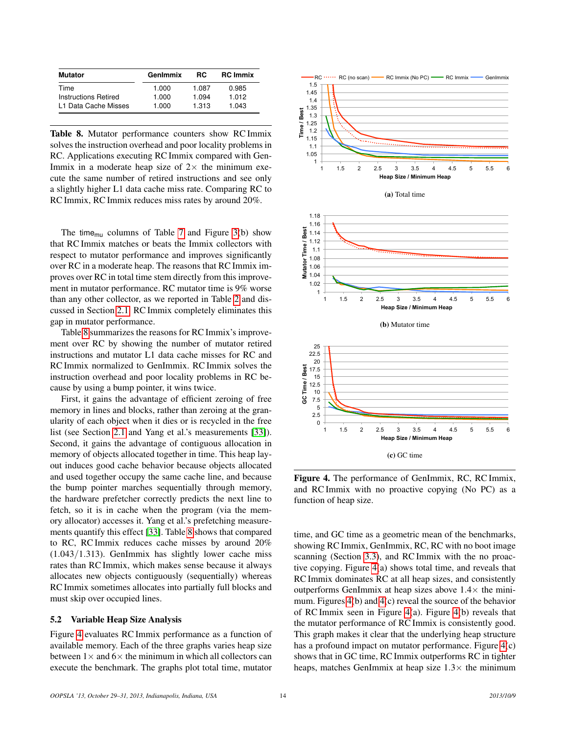| Mutator | GenImmix | RC | RC Immix |
|---|---|---|---|
| Time | 1.000 | 1.087 | 0.985 |
| Instructions Retired | 1.000 | 1.094 | 1.012 |
| L1 Data Cache Misses | 1.000 | 1.313 | 1.043 |

**Table 8.** Mutator performance counters show RC Immix solves the instruction overhead and poor locality problems in RC. Applications executing RC Immix compared with GenImmix in a moderate heap size of 2× the minimum execute the same number of retired instructions and see only a slightly higher L1 data cache miss rate. Comparing RC to RC Immix, RC Immix reduces miss rates by around 20%.

The $\text{time}_{\text{mu}}$ columns of Table 7 and Figure 3(b) show that RC Immix matches or beats the Immix collectors with respect to mutator performance and improves significantly over RC in a moderate heap. The reasons that RC Immix improves over RC in total time stem directly from this improvement in mutator performance. RC mutator time is 9% worse than any other collector, as we reported in Table 2 and discussed in Section 2.1. RC Immix completely eliminates this gap in mutator performance.

Table 8 summarizes the reasons for RC Immix's improvement over RC by showing the number of mutator retired instructions and mutator L1 data cache misses for RC and RC Immix normalized to GenImmix. RC Immix solves the instruction overhead and poor locality problems in RC because by using a bump pointer, it wins twice.

First, it gains the advantage of efficient zeroing of free memory in lines and blocks, rather than zeroing at the granularity of each object when it dies or is recycled in the free list (see Section 2.1 and Yang et al.'s measurements [33]). Second, it gains the advantage of contiguous allocation in memory of objects allocated together in time. This heap layout induces good cache behavior because objects allocated and used together occupy the same cache line, and because the bump pointer marches sequentially through memory, the hardware prefetcher correctly predicts the next line to fetch, so it is in cache when the program (via the memory allocator) accesses it. Yang et al.'s prefetching measurements quantify this effect [33]. Table 8 shows that compared to RC, RC Immix reduces cache misses by around 20% (1.043/1.313). GenImmix has slightly lower cache miss rates than RC Immix, which makes sense because it always allocates new objects contiguously (sequentially) whereas RC Immix sometimes allocates into partially full blocks and must skip over occupied lines.

### 5.2 Variable Heap Size Analysis

Figure 4 evaluates RC Immix performance as a function of available memory. Each of the three graphs varies heap size between 1× and 6× the minimum in which all collectors can execute the benchmark. The graphs plot total time, mutator time, and GC time as a geometric mean of the benchmarks, showing RC Immix, GenImmix, RC, RC with no boot image scanning (Section 3.3), and RC Immix with the no proactive copying. Figure 4(a) shows total time, and reveals that RC Immix dominates RC at all heap sizes, and consistently outperforms GenImmix at heap sizes above 1.4× the minimum. Figures 4(b) and 4(c) reveal the source of the behavior of RC Immix seen in Figure 4(a). Figure 4(b) reveals that the mutator performance of RC Immix is consistently good. This graph makes it clear that the underlying heap structure has a profound impact on mutator performance. Figure 4(c) shows that in GC time, RC Immix outperforms RC in tighter heaps, matches GenImmix at heap size 1.3× the minimum

(a) Total time

(b) Mutator time

(c) GC time

**Figure 4.** The performance of GenImmix, RC, RC Immix, and RC Immix with no proactive copying (No PC) as a function of heap size.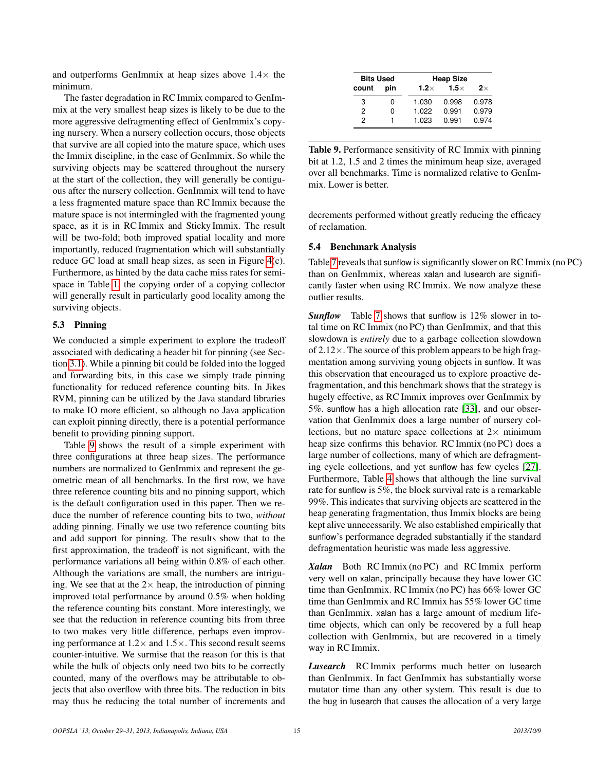and outperforms GenImmix at heap sizes above 1.4× the minimum.

The faster degradation in RC Immix compared to GenImmix at the very smallest heap sizes is likely to be due to the more aggressive defragmenting effect of GenImmix's copying nursery. When a nursery collection occurs, those objects that survive are all copied into the mature space, which uses the Immix discipline, in the case of GenImmix. So while the surviving objects may be scattered throughout the nursery at the start of the collection, they will generally be contiguous after the nursery collection. GenImmix will tend to have a less fragmented mature space than RC Immix because the mature space is not intermingled with the fragmented young space, as it is in RC Immix and Sticky Immix. The result will be two-fold; both improved spatial locality and more importantly, reduced fragmentation which will substantially reduce GC load at small heap sizes, as seen in Figure 4(c). Furthermore, as hinted by the data cache miss rates for semispace in Table 1, the copying order of a copying collector will generally result in particularly good locality among the surviving objects.

### 5.3 Pinning

We conducted a simple experiment to explore the tradeoff associated with dedicating a header bit for pinning (see Section 3.1). While a pinning bit could be folded into the logged and forwarding bits, in this case we simply trade pinning functionality for reduced reference counting bits. In Jikes RVM, pinning can be utilized by the Java standard libraries to make IO more efficient, so although no Java application can exploit pinning directly, there is a potential performance benefit to providing pinning support.

Table 9 shows the result of a simple experiment with three configurations at three heap sizes. The performance numbers are normalized to GenImmix and represent the geometric mean of all benchmarks. In the first row, we have three reference counting bits and no pinning support, which is the default configuration used in this paper. Then we reduce the number of reference counting bits to two, *without* adding pinning. Finally we use two reference counting bits and add support for pinning. The results show that to the first approximation, the tradeoff is not significant, with the performance variations all being within 0.8% of each other. Although the variations are small, the numbers are intriguing. We see that at the 2× heap, the introduction of pinning improved total performance by around 0.5% when holding the reference counting bits constant. More interestingly, we see that the reduction in reference counting bits from three to two makes very little difference, perhaps even improving performance at 1.2× and 1.5×. This second result seems counter-intuitive. We surmise that the reason for this is that while the bulk of objects only need two bits to be correctly counted, many of the overflows may be attributable to objects that also overflow with three bits. The reduction in bits may thus be reducing the total number of increments and decrements performed without greatly reducing the efficacy of reclamation.

| Bits Used | | Heap Size | | |
|---|---|---|---|---|
| count | pin | 1.2× | 1.5× | 2× |
| 3 | 0 | 1.030 | 0.998 | 0.978 |
| 2 | 0 | 1.022 | 0.991 | 0.979 |
| 2 | 1 | 1.023 | 0.991 | 0.974 |

**Table 9.** Performance sensitivity of RC Immix with pinning bit at 1.2, 1.5 and 2 times the minimum heap size, averaged over all benchmarks. Time is normalized relative to GenImmix. Lower is better.

### 5.4 Benchmark Analysis

Table 7 reveals that sunflow is significantly slower on RC Immix (no PC) than on GenImmix, whereas xalan and lusearch are significantly faster when using RC Immix. We now analyze these outlier results.

***Sunflow*** Table 7 shows that sunflow is 12% slower in total time on RC Immix (no PC) than GenImmix, and that this slowdown is *entirely* due to a garbage collection slowdown of 2.12×. The source of this problem appears to be high fragmentation among surviving young objects in sunflow. It was this observation that encouraged us to explore proactive defragmentation, and this benchmark shows that the strategy is hugely effective, as RC Immix improves over GenImmix by 5%. sunflow has a high allocation rate [33], and our observation that GenImmix does a large number of nursery collections, but no mature space collections at 2× minimum heap size confirms this behavior. RC Immix (no PC) does a large number of collections, many of which are defragmenting cycle collections, and yet sunflow has few cycles [27]. Furthermore, Table 4 shows that although the line survival rate for sunflow is 5%, the block survival rate is a remarkable 99%. This indicates that surviving objects are scattered in the heap generating fragmentation, thus Immix blocks are being kept alive unnecessarily. We also established empirically that sunflow's performance degraded substantially if the standard defragmentation heuristic was made less aggressive.

***Xalan*** Both RC Immix (no PC) and RC Immix perform very well on xalan, principally because they have lower GC time than GenImmix. RC Immix (no PC) has 66% lower GC time than GenImmix and RC Immix has 55% lower GC time than GenImmix. xalan has a large amount of medium lifetime objects, which can only be recovered by a full heap collection with GenImmix, but are recovered in a timely way in RC Immix.

***Lusearch*** RC Immix performs much better on lusearch than GenImmix. In fact GenImmix has substantially worse mutator time than any other system. This result is due to the bug in lusearch that causes the allocation of a very large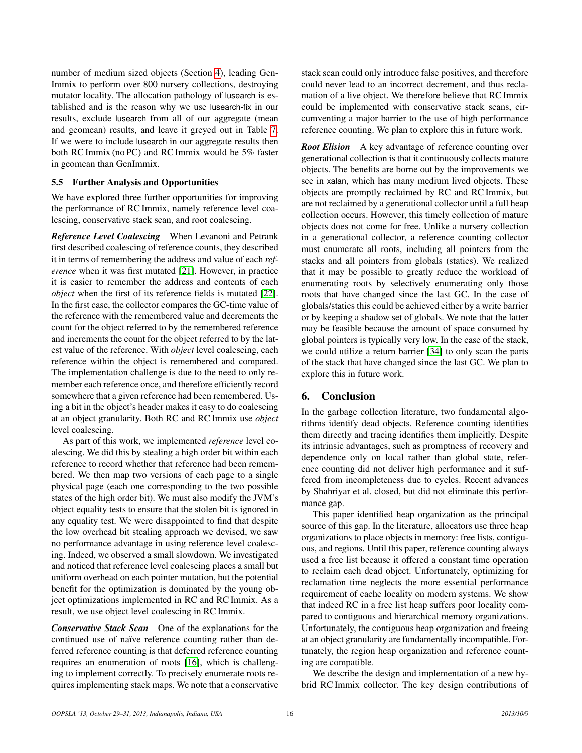number of medium sized objects (Section 4), leading GenImmix to perform over 800 nursery collections, destroying mutator locality. The allocation pathology of lusearch is established and is the reason why we use lusearch-fix in our results, exclude lusearch from all of our aggregate (mean and geomean) results, and leave it greyed out in Table 7. If we were to include lusearch in our aggregate results then both RC Immix (no PC) and RC Immix would be 5% faster in geomean than GenImmix.

### 5.5 Further Analysis and Opportunities

We have explored three further opportunities for improving the performance of RC Immix, namely reference level coalescing, conservative stack scan, and root coalescing.

***Reference Level Coalescing*** When Levanoni and Petrank first described coalescing of reference counts, they described it in terms of remembering the address and value of each *reference* when it was first mutated [21]. However, in practice it is easier to remember the address and contents of each *object* when the first of its reference fields is mutated [22]. In the first case, the collector compares the GC-time value of the reference with the remembered value and decrements the count for the object referred to by the remembered reference and increments the count for the object referred to by the latest value of the reference. With *object* level coalescing, each reference within the object is remembered and compared. The implementation challenge is due to the need to only remember each reference once, and therefore efficiently record somewhere that a given reference had been remembered. Using a bit in the object's header makes it easy to do coalescing at an object granularity. Both RC and RC Immix use *object* level coalescing.

As part of this work, we implemented *reference* level coalescing. We did this by stealing a high order bit within each reference to record whether that reference had been remembered. We then map two versions of each page to a single physical page (each one corresponding to the two possible states of the high order bit). We must also modify the JVM's object equality tests to ensure that the stolen bit is ignored in any equality test. We were disappointed to find that despite the low overhead bit stealing approach we devised, we saw no performance advantage in using reference level coalescing. Indeed, we observed a small slowdown. We investigated and noticed that reference level coalescing places a small but uniform overhead on each pointer mutation, but the potential benefit for the optimization is dominated by the young object optimizations implemented in RC and RC Immix. As a result, we use object level coalescing in RC Immix.

***Conservative Stack Scan*** One of the explanations for the continued use of naïve reference counting rather than deferred reference counting is that deferred reference counting requires an enumeration of roots [16], which is challenging to implement correctly. To precisely enumerate roots requires implementing stack maps. We note that a conservative stack scan could only introduce false positives, and therefore could never lead to an incorrect decrement, and thus reclamation of a live object. We therefore believe that RC Immix could be implemented with conservative stack scans, circumventing a major barrier to the use of high performance reference counting. We plan to explore this in future work.

***Root Elision*** A key advantage of reference counting over generational collection is that it continuously collects mature objects. The benefits are borne out by the improvements we see in xalan, which has many medium lived objects. These objects are promptly reclaimed by RC and RC Immix, but are not reclaimed by a generational collector until a full heap collection occurs. However, this timely collection of mature objects does not come for free. Unlike a nursery collection in a generational collector, a reference counting collector must enumerate all roots, including all pointers from the stacks and all pointers from globals (statics). We realized that it may be possible to greatly reduce the workload of enumerating roots by selectively enumerating only those roots that have changed since the last GC. In the case of globals/statics this could be achieved either by a write barrier or by keeping a shadow set of globals. We note that the latter may be feasible because the amount of space consumed by global pointers is typically very low. In the case of the stack, we could utilize a return barrier [34] to only scan the parts of the stack that have changed since the last GC. We plan to explore this in future work.

## 6. Conclusion

In the garbage collection literature, two fundamental algorithms identify dead objects. Reference counting identifies them directly and tracing identifies them implicitly. Despite its intrinsic advantages, such as promptness of recovery and dependence only on local rather than global state, reference counting did not deliver high performance and it suffered from incompleteness due to cycles. Recent advances by Shahriyar et al. closed, but did not eliminate this performance gap.

This paper identified heap organization as the principal source of this gap. In the literature, allocators use three heap organizations to place objects in memory: free lists, contiguous, and regions. Until this paper, reference counting always used a free list because it offered a constant time operation to reclaim each dead object. Unfortunately, optimizing for reclamation time neglects the more essential performance requirement of cache locality on modern systems. We show that indeed RC in a free list heap suffers poor locality compared to contiguous and hierarchical memory organizations. Unfortunately, the contiguous heap organization and freeing at an object granularity are fundamentally incompatible. Fortunately, the region heap organization and reference counting are compatible.

We describe the design and implementation of a new hybrid RC Immix collector. The key design contributions of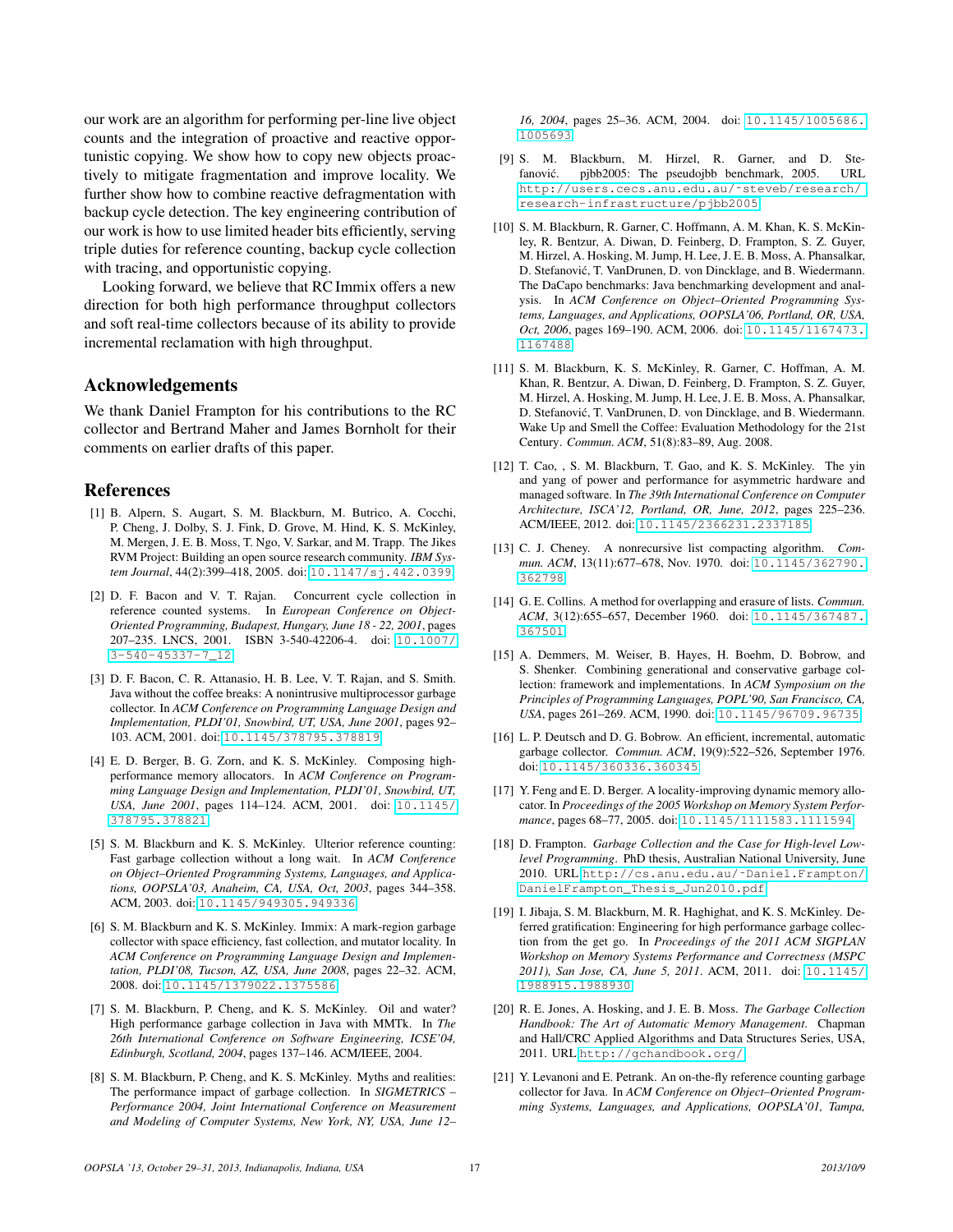our work are an algorithm for performing per-line live object counts and the integration of proactive and reactive opportunistic copying. We show how to copy new objects proactively to mitigate fragmentation and improve locality. We further show how to combine reactive defragmentation with backup cycle detection. The key engineering contribution of our work is how to use limited header bits efficiently, serving triple duties for reference counting, backup cycle collection with tracing, and opportunistic copying.

Looking forward, we believe that RC Immix offers a new direction for both high performance throughput collectors and soft real-time collectors because of its ability to provide incremental reclamation with high throughput.

## Acknowledgements

We thank Daniel Frampton for his contributions to the RC collector and Bertrand Maher and James Bornholt for their comments on earlier drafts of this paper.

## References

[1] B. Alpern, S. Augart, S. M. Blackburn, M. Butrico, A. Cocchi, P. Cheng, J. Dolby, S. J. Fink, D. Grove, M. Hind, K. S. McKinley, M. Mergen, J. E. B. Moss, T. Ngo, V. Sarkar, and M. Trapp. The Jikes RVM Project: Building an open source research community. *IBM System Journal*, 44(2):399–418, 2005. doi: `10.1147/sj.442.0399`

[2] D. F. Bacon and V. T. Rajan. Concurrent cycle collection in reference counted systems. In *European Conference on Object-Oriented Programming, Budapest, Hungary, June 18 - 22, 2001*, pages 207–235. LNCS, 2001. ISBN 3-540-42206-4. doi: `10.1007/3-540-45337-7_12`

[3] D. F. Bacon, C. R. Attanasio, H. B. Lee, V. T. Rajan, and S. Smith. Java without the coffee breaks: A nonintrusive multiprocessor garbage collector. In *ACM Conference on Programming Language Design and Implementation, PLDI'01, Snowbird, UT, USA, June 2001*, pages 92–103. ACM, 2001. doi: `10.1145/378795.378819`

[4] E. D. Berger, B. G. Zorn, and K. S. McKinley. Composing high-performance memory allocators. In *ACM Conference on Programming Language Design and Implementation, PLDI'01, Snowbird, UT, USA, June 2001*, pages 114–124. ACM, 2001. doi: `10.1145/378795.378821`

[5] S. M. Blackburn and K. S. McKinley. Ulterior reference counting: Fast garbage collection without a long wait. In *ACM Conference on Object–Oriented Programming Systems, Languages, and Applications, OOPSLA'03, Anaheim, CA, USA, Oct, 2003*, pages 344–358. ACM, 2003. doi: `10.1145/949305.949336`

[6] S. M. Blackburn and K. S. McKinley. Immix: A mark-region garbage collector with space efficiency, fast collection, and mutator locality. In *ACM Conference on Programming Language Design and Implementation, PLDI'08, Tucson, AZ, USA, June 2008*, pages 22–32. ACM, 2008. doi: `10.1145/1379022.1375586`

[7] S. M. Blackburn, P. Cheng, and K. S. McKinley. Oil and water? High performance garbage collection in Java with MMTk. In *The 26th International Conference on Software Engineering, ICSE'04, Edinburgh, Scotland, 2004*, pages 137–146. ACM/IEEE, 2004.

[8] S. M. Blackburn, P. Cheng, and K. S. McKinley. Myths and realities: The performance impact of garbage collection. In *SIGMETRICS – Performance 2004, Joint International Conference on Measurement and Modeling of Computer Systems, New York, NY, USA, June 12–16, 2004*, pages 25–36. ACM, 2004. doi: `10.1145/1005686.1005693`

[9] S. M. Blackburn, M. Hirzel, R. Garner, and D. Stefanović. pjbb2005: The pseudojbb benchmark, 2005. URL `http://users.cecs.anu.edu.au/~steveb/research/research-infrastructure/pjbb2005`

[10] S. M. Blackburn, R. Garner, C. Hoffmann, A. M. Khan, K. S. McKinley, R. Bentzur, A. Diwan, D. Feinberg, D. Frampton, S. Z. Guyer, M. Hirzel, A. Hosking, M. Jump, H. Lee, J. E. B. Moss, A. Phansalkar, D. Stefanović, T. VanDrunen, D. von Dincklage, and B. Wiedermann. The DaCapo benchmarks: Java benchmarking development and analysis. In *ACM Conference on Object–Oriented Programming Systems, Languages, and Applications, OOPSLA'06, Portland, OR, USA, Oct, 2006*, pages 169–190. ACM, 2006. doi: `10.1145/1167473.1167488`

[11] S. M. Blackburn, K. S. McKinley, R. Garner, C. Hoffman, A. M. Khan, R. Bentzur, A. Diwan, D. Feinberg, D. Frampton, S. Z. Guyer, M. Hirzel, A. Hosking, M. Jump, H. Lee, J. E. B. Moss, A. Phansalkar, D. Stefanović, T. VanDrunen, D. von Dincklage, and B. Wiedermann. Wake Up and Smell the Coffee: Evaluation Methodology for the 21st Century. *Commun. ACM*, 51(8):83–89, Aug. 2008.

[12] T. Cao, , S. M. Blackburn, T. Gao, and K. S. McKinley. The yin and yang of power and performance for asymmetric hardware and managed software. In *The 39th International Conference on Computer Architecture, ISCA'12, Portland, OR, June, 2012*, pages 225–236. ACM/IEEE, 2012. doi: `10.1145/2366231.2337185`

[13] C. J. Cheney. A nonrecursive list compacting algorithm. *Commun. ACM*, 13(11):677–678, Nov. 1970. doi: `10.1145/362790.362798`

[14] G. E. Collins. A method for overlapping and erasure of lists. *Commun. ACM*, 3(12):655–657, December 1960. doi: `10.1145/367487.367501`

[15] A. Demmers, M. Weiser, B. Hayes, H. Boehm, D. Bobrow, and S. Shenker. Combining generational and conservative garbage collection: framework and implementations. In *ACM Symposium on the Principles of Programming Languages, POPL'90, San Francisco, CA, USA*, pages 261–269. ACM, 1990. doi: `10.1145/96709.96735`

[16] L. P. Deutsch and D. G. Bobrow. An efficient, incremental, automatic garbage collector. *Commun. ACM*, 19(9):522–526, September 1976. doi: `10.1145/360336.360345`

[17] Y. Feng and E. D. Berger. A locality-improving dynamic memory allocator. In *Proceedings of the 2005 Workshop on Memory System Performance*, pages 68–77, 2005. doi: `10.1145/1111583.1111594`

[18] D. Frampton. *Garbage Collection and the Case for High-level Low-level Programming*. PhD thesis, Australian National University, June 2010. URL `http://cs.anu.edu.au/~Daniel.Frampton/DanielFrampton_Thesis_Jun2010.pdf`

[19] I. Jibaja, S. M. Blackburn, M. R. Haghighat, and K. S. McKinley. Deferred gratification: Engineering for high performance garbage collection from the get go. In *Proceedings of the 2011 ACM SIGPLAN Workshop on Memory Systems Performance and Correctness (MSPC 2011), San Jose, CA, June 5, 2011*. ACM, 2011. doi: `10.1145/1988915.1988930`

[20] R. E. Jones, A. Hosking, and J. E. B. Moss. *The Garbage Collection Handbook: The Art of Automatic Memory Management*. Chapman and Hall/CRC Applied Algorithms and Data Structures Series, USA, 2011. URL `http://gchandbook.org/`

[21] Y. Levanoni and E. Petrank. An on-the-fly reference counting garbage collector for Java. In *ACM Conference on Object–Oriented Programming Systems, Languages, and Applications, OOPSLA'01, Tampa,*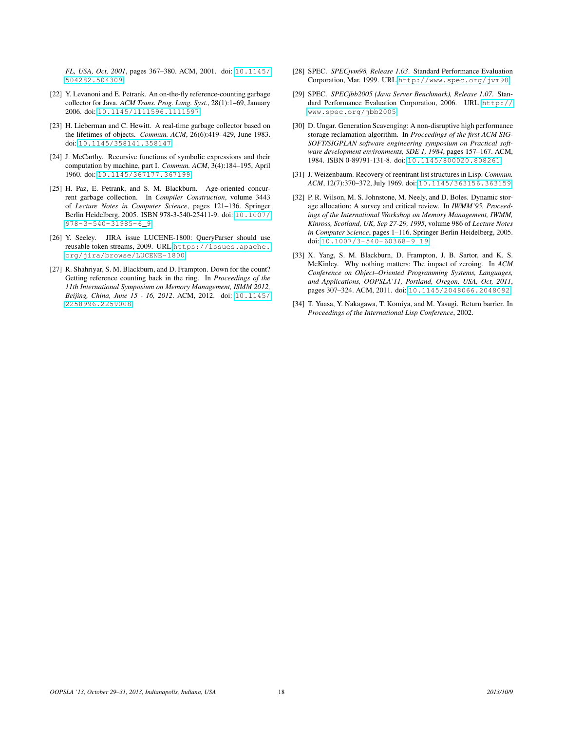*FL, USA, Oct, 2001*, pages 367–380. ACM, 2001. doi: 10.1145/504282.504309.

[22] Y. Levanoni and E. Petrank. An on-the-fly reference-counting garbage collector for Java. *ACM Trans. Prog. Lang. Syst.*, 28(1):1–69, January 2006. doi: 10.1145/1111596.1111597.

[23] H. Lieberman and C. Hewitt. A real-time garbage collector based on the lifetimes of objects. *Commun. ACM*, 26(6):419–429, June 1983. doi: 10.1145/358141.358147.

[24] J. McCarthy. Recursive functions of symbolic expressions and their computation by machine, part I. *Commun. ACM*, 3(4):184–195, April 1960. doi: 10.1145/367177.367199.

[25] H. Paz, E. Petrank, and S. M. Blackburn. Age-oriented concurrent garbage collection. In *Compiler Construction*, volume 3443 of *Lecture Notes in Computer Science*, pages 121–136. Springer Berlin Heidelberg, 2005. ISBN 978-3-540-25411-9. doi: 10.1007/978-3-540-31985-6_9.

[26] Y. Seeley. JIRA issue LUCENE-1800: QueryParser should use reusable token streams, 2009. URL https://issues.apache.org/jira/browse/LUCENE-1800.

[27] R. Shahriyar, S. M. Blackburn, and D. Frampton. Down for the count? Getting reference counting back in the ring. In *Proceedings of the 11th International Symposium on Memory Management, ISMM 2012, Beijing, China, June 15 - 16, 2012*. ACM, 2012. doi: 10.1145/2258996.2259008.

[28] SPEC. *SPECjvm98, Release 1.03*. Standard Performance Evaluation Corporation, Mar. 1999. URL http://www.spec.org/jvm98.

[29] SPEC. *SPECjbb2005 (Java Server Benchmark), Release 1.07*. Standard Performance Evaluation Corporation, 2006. URL http://www.spec.org/jbb2005.

[30] D. Ungar. Generation Scavenging: A non-disruptive high performance storage reclamation algorithm. In *Proceedings of the first ACM SIGSOFT/SIGPLAN software engineering symposium on Practical software development environments, SDE 1, 1984*, pages 157–167. ACM, 1984. ISBN 0-89791-131-8. doi: 10.1145/800020.808261.

[31] J. Weizenbaum. Recovery of reentrant list structures in Lisp. *Commun. ACM*, 12(7):370–372, July 1969. doi: 10.1145/363156.363159.

[32] P. R. Wilson, M. S. Johnstone, M. Neely, and D. Boles. Dynamic storage allocation: A survey and critical review. In *IWMM'95, Proceedings of the International Workshop on Memory Management, IWMM, Kinross, Scotland, UK, Sep 27-29, 1995*, volume 986 of *Lecture Notes in Computer Science*, pages 1–116. Springer Berlin Heidelberg, 2005. doi: 10.1007/3-540-60368-9_19.

[33] X. Yang, S. M. Blackburn, D. Frampton, J. B. Sartor, and K. S. McKinley. Why nothing matters: The impact of zeroing. In *ACM Conference on Object–Oriented Programming Systems, Languages, and Applications, OOPSLA'11, Portland, Oregon, USA, Oct, 2011*, pages 307–324. ACM, 2011. doi: 10.1145/2048066.2048092.

[34] T. Yuasa, Y. Nakagawa, T. Komiya, and M. Yasugi. Return barrier. In *Proceedings of the International Lisp Conference*, 2002.